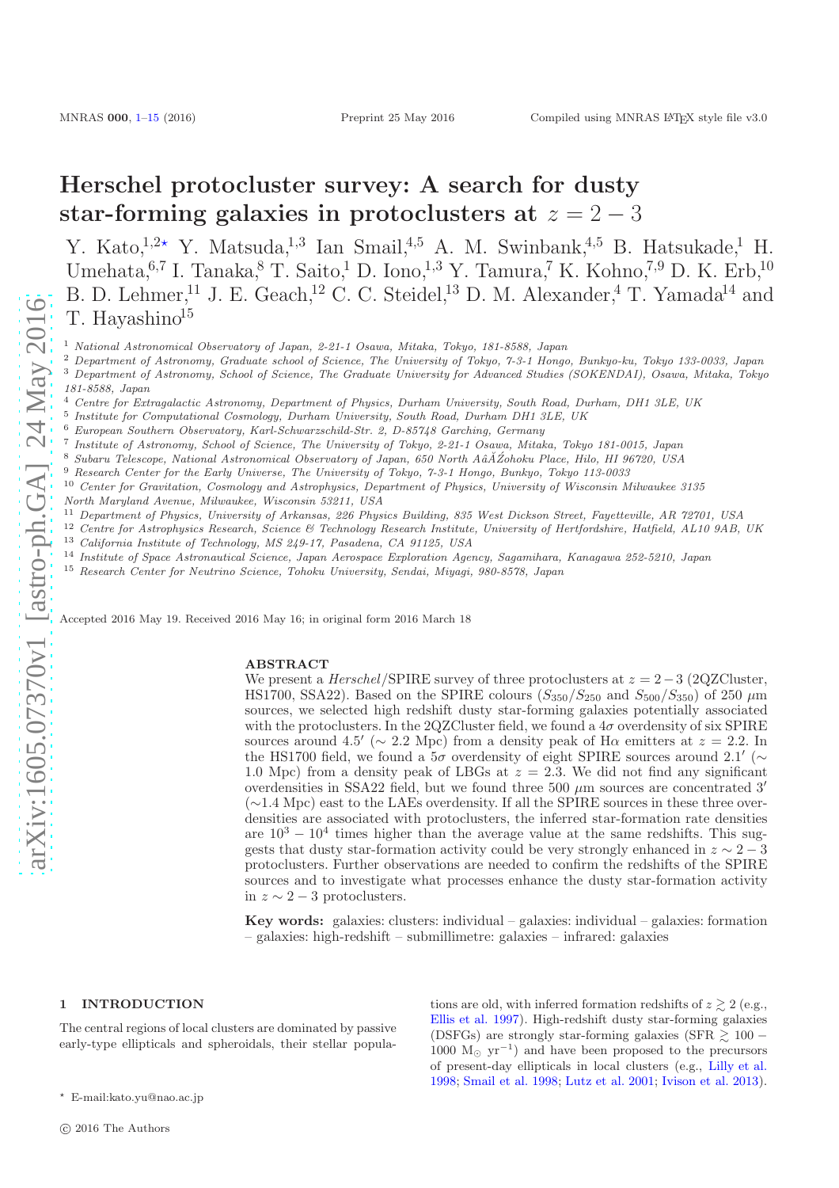# Herschel protocluster survey: A search for dusty star-forming galaxies in protoclusters at $z = 2-3$

Y. Kato,[1,2⋆] Y. Matsuda,[1,3] Ian Smail,[4,5] A. M. Swinbank,[4,5] B. Hatsukade,[1] H. Umehata,[6,7] I. Tanaka,[8] T. Saito,[1] D. Iono,[1,3] Y. Tamura,[7] K. Kohno,[7,9] D. K. Erb,[10] B. D. Lehmer,[11] J. E. Geach,[12] C. C. Steidel,[13] D. M. Alexander,[4] T. Yamada[14] and T. Hayashino[15]

[1] National Astronomical Observatory of Japan, 2-21-1 Osawa, Mitaka, Tokyo, 181-8588, Japan
[2] Department of Astronomy, Graduate school of Science, The University of Tokyo, 7-3-1 Hongo, Bunkyo-ku, Tokyo 133-0033, Japan
[3] Department of Astronomy, School of Science, The Graduate University for Advanced Studies (SOKENDAI), Osawa, Mitaka, Tokyo 181-8588, Japan
[4] Centre for Extragalactic Astronomy, Department of Physics, Durham University, South Road, Durham, DH1 3LE, UK
[5] Institute for Computational Cosmology, Durham University, South Road, Durham DH1 3LE, UK
[6] European Southern Observatory, Karl-Schwarzschild-Str. 2, D-85748 Garching, Germany
[7] Institute of Astronomy, School of Science, The University of Tokyo, 2-21-1 Osawa, Mitaka, Tokyo 181-0015, Japan
[8] Subaru Telescope, National Astronomical Observatory of Japan, 650 North AâĂŹohoku Place, Hilo, HI 96720, USA
[9] Research Center for the Early Universe, The University of Tokyo, 7-3-1 Hongo, Bunkyo, Tokyo 113-0033
[10] Center for Gravitation, Cosmology and Astrophysics, Department of Physics, University of Wisconsin Milwaukee 3135 North Maryland Avenue, Milwaukee, Wisconsin 53211, USA
[11] Department of Physics, University of Arkansas, 226 Physics Building, 835 West Dickson Street, Fayetteville, AR 72701, USA
[12] Centre for Astrophysics Research, Science & Technology Research Institute, University of Hertfordshire, Hatfield, AL10 9AB, UK
[13] California Institute of Technology, MS 249-17, Pasadena, CA 91125, USA
[14] Institute of Space Astronautical Science, Japan Aerospace Exploration Agency, Sagamihara, Kanagawa 252-5210, Japan
[15] Research Center for Neutrino Science, Tohoku University, Sendai, Miyagi, 980-8578, Japan

Accepted 2016 May 19. Received 2016 May 16; in original form 2016 March 18

## ABSTRACT

We present a *Herschel*/SPIRE survey of three protoclusters at $z = 2-3$ (2QZCluster, HS1700, SSA22). Based on the SPIRE colours ($S_{350}/S_{250}$ and $S_{500}/S_{350}$) of 250 $\mu$m sources, we selected high redshift dusty star-forming galaxies potentially associated with the protoclusters. In the 2QZCluster field, we found a 4$\sigma$ overdensity of six SPIRE sources around 4.5′ ($\sim$ 2.2 Mpc) from a density peak of H$\alpha$ emitters at $z = 2.2$. In the HS1700 field, we found a 5$\sigma$ overdensity of eight SPIRE sources around 2.1′ ($\sim$ 1.0 Mpc) from a density peak of LBGs at $z = 2.3$. We did not find any significant overdensities in SSA22 field, but we found three 500 $\mu$m sources are concentrated 3′ ($\sim$1.4 Mpc) east to the LAEs overdensity. If all the SPIRE sources in these three overdensities are associated with protoclusters, the inferred star-formation rate densities are $10^3 - 10^4$ times higher than the average value at the same redshifts. This suggests that dusty star-formation activity could be very strongly enhanced in $z \sim 2-3$ protoclusters. Further observations are needed to confirm the redshifts of the SPIRE sources and to investigate what processes enhance the dusty star-formation activity in $z \sim 2-3$ protoclusters.

**Key words:** galaxies: clusters: individual – galaxies: individual – galaxies: formation – galaxies: high-redshift – submillimetre: galaxies – infrared: galaxies

## 1 INTRODUCTION

The central regions of local clusters are dominated by passive early-type ellipticals and spheroidals, their stellar populations are old, with inferred formation redshifts of $z \gtrsim 2$ (e.g., Ellis et al. 1997). High-redshift dusty star-forming galaxies (DSFGs) are strongly star-forming galaxies (SFR $\gtrsim 100 - 1000$ M$_\odot$ yr$^{-1}$) and have been proposed to the precursors of present-day ellipticals in local clusters (e.g., Lilly et al. 1998; Smail et al. 1998; Lutz et al. 2001; Ivison et al. 2013).

⋆ E-mail:kato.yu@nao.ac.jp

© 2016 The Authors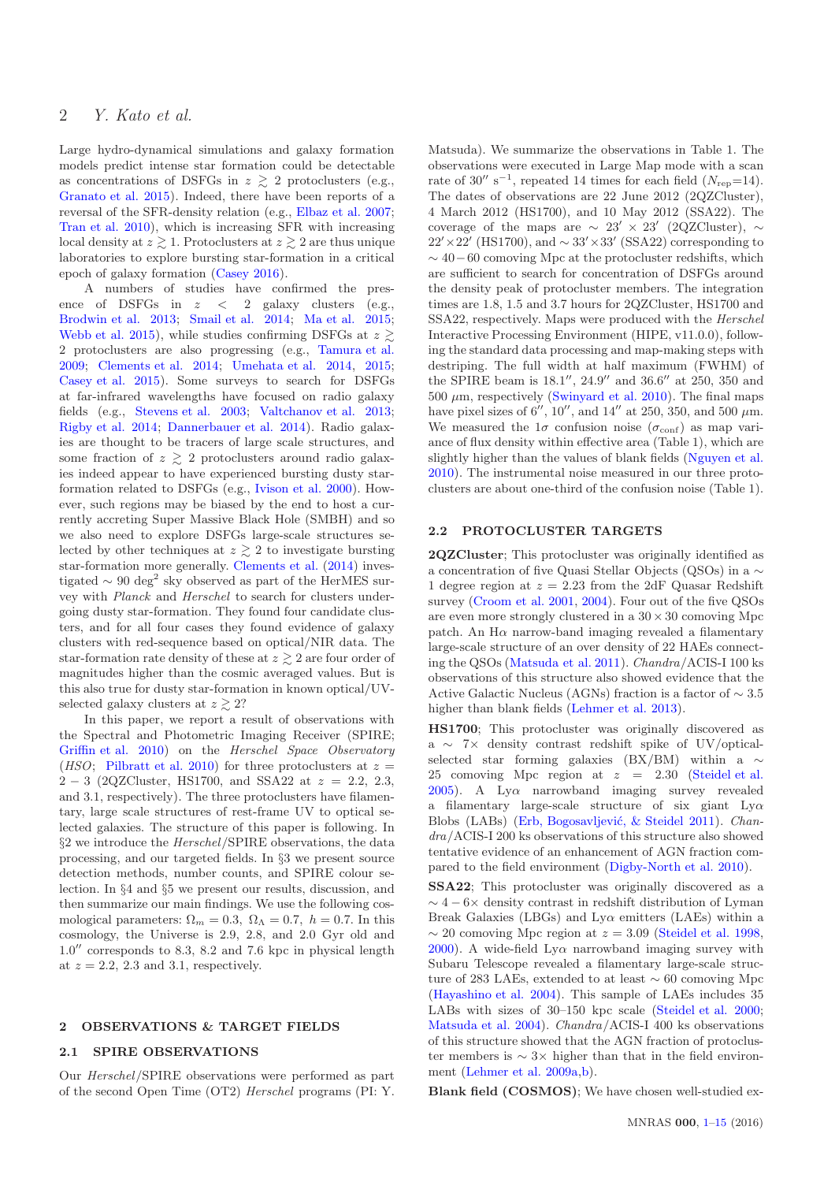Large hydro-dynamical simulations and galaxy formation models predict intense star formation could be detectable as concentrations of DSFGs in $z \gtrsim 2$ protoclusters (e.g., Granato et al. 2015). Indeed, there have been reports of a reversal of the SFR-density relation (e.g., Elbaz et al. 2007; Tran et al. 2010), which is increasing SFR with increasing local density at $z \gtrsim 1$. Protoclusters at $z \gtrsim 2$ are thus unique laboratories to explore bursting star-formation in a critical epoch of galaxy formation (Casey 2016).

A numbers of studies have confirmed the presence of DSFGs in $z < 2$ galaxy clusters (e.g., Brodwin et al. 2013; Smail et al. 2014; Ma et al. 2015; Webb et al. 2015), while studies confirming DSFGs at $z \gtrsim 2$ protoclusters are also progressing (e.g., Tamura et al. 2009; Clements et al. 2014; Umehata et al. 2014, 2015; Casey et al. 2015). Some surveys to search for DSFGs at far-infrared wavelengths have focused on radio galaxy fields (e.g., Stevens et al. 2003; Valtchanov et al. 2013; Rigby et al. 2014; Dannerbauer et al. 2014). Radio galaxies are thought to be tracers of large scale structures, and some fraction of $z \gtrsim 2$ protoclusters around radio galaxies indeed appear to have experienced bursting dusty star-formation related to DSFGs (e.g., Ivison et al. 2000). However, such regions may be biased by the end to host a currently accreting Super Massive Black Hole (SMBH) and so we also need to explore DSFGs large-scale structures selected by other techniques at $z \gtrsim 2$ to investigate bursting star-formation more generally. Clements et al. (2014) investigated $\sim 90$ deg$^2$ sky observed as part of the HerMES survey with *Planck* and *Herschel* to search for clusters undergoing dusty star-formation. They found four candidate clusters, and for all four cases they found evidence of galaxy clusters with red-sequence based on optical/NIR data. The star-formation rate density of these at $z \gtrsim 2$ are four order of magnitudes higher than the cosmic averaged values. But is this also true for dusty star-formation in known optical/UV-selected galaxy clusters at $z \gtrsim 2$?

In this paper, we report a result of observations with the Spectral and Photometric Imaging Receiver (SPIRE; Griffin et al. 2010) on the *Herschel Space Observatory* (*HSO*; Pilbratt et al. 2010) for three protoclusters at $z = 2-3$ (2QZCluster, HS1700, and SSA22 at $z = 2.2$, 2.3, and 3.1, respectively). The three protoclusters have filamentary, large scale structures of rest-frame UV to optical selected galaxies. The structure of this paper is following. In §2 we introduce the *Herschel*/SPIRE observations, the data processing, and our targeted fields. In §3 we present source detection methods, number counts, and SPIRE colour selection. In §4 and §5 we present our results, discussion, and then summarize our main findings. We use the following cosmological parameters: $\Omega_m = 0.3$, $\Omega_\Lambda = 0.7$, $h = 0.7$. In this cosmology, the Universe is 2.9, 2.8, and 2.0 Gyr old and $1.0''$ corresponds to 8.3, 8.2 and 7.6 kpc in physical length at $z = 2.2$, 2.3 and 3.1, respectively.

## 2 OBSERVATIONS & TARGET FIELDS

### 2.1 SPIRE OBSERVATIONS

Our *Herschel*/SPIRE observations were performed as part of the second Open Time (OT2) *Herschel* programs (PI: Y. Matsuda). We summarize the observations in Table 1. The observations were executed in Large Map mode with a scan rate of $30''$ s$^{-1}$, repeated 14 times for each field ($N_{\rm rep}$=14). The dates of observations are 22 June 2012 (2QZCluster), 4 March 2012 (HS1700), and 10 May 2012 (SSA22). The coverage of the maps are $\sim 23' \times 23'$ (2QZCluster), $\sim 22' \times 22'$ (HS1700), and $\sim 33' \times 33'$ (SSA22) corresponding to $\sim 40-60$ comoving Mpc at the protocluster redshifts, which are sufficient to search for concentration of DSFGs around the density peak of protocluster members. The integration times are 1.8, 1.5 and 3.7 hours for 2QZCluster, HS1700 and SSA22, respectively. Maps were produced with the *Herschel* Interactive Processing Environment (HIPE, v11.0.0), following the standard data processing and map-making steps with destriping. The full width at half maximum (FWHM) of the SPIRE beam is $18.1''$, $24.9''$ and $36.6''$ at 250, 350 and 500 $\mu$m, respectively (Swinyard et al. 2010). The final maps have pixel sizes of $6''$, $10''$, and $14''$ at 250, 350, and 500 $\mu$m. We measured the $1\sigma$ confusion noise ($\sigma_{\rm conf}$) as map variance of flux density within effective area (Table 1), which are slightly higher than the values of blank fields (Nguyen et al. 2010). The instrumental noise measured in our three protoclusters are about one-third of the confusion noise (Table 1).

### 2.2 PROTOCLUSTER TARGETS

**2QZCluster**; This protocluster was originally identified as a concentration of five Quasi Stellar Objects (QSOs) in a $\sim 1$ degree region at $z = 2.23$ from the 2dF Quasar Redshift survey (Croom et al. 2001, 2004). Four out of the five QSOs are even more strongly clustered in a $30 \times 30$ comoving Mpc patch. An H$\alpha$ narrow-band imaging revealed a filamentary large-scale structure of an over density of 22 HAEs connecting the QSOs (Matsuda et al. 2011). *Chandra*/ACIS-I 100 ks observations of this structure also showed evidence that the Active Galactic Nucleus (AGNs) fraction is a factor of $\sim 3.5$ higher than blank fields (Lehmer et al. 2013).

**HS1700**; This protocluster was originally discovered as a $\sim 7\times$ density contrast redshift spike of UV/optical-selected star forming galaxies (BX/BM) within a $\sim 25$ comoving Mpc region at $z = 2.30$ (Steidel et al. 2005). A Ly$\alpha$ narrowband imaging survey revealed a filamentary large-scale structure of six giant Ly$\alpha$ Blobs (LABs) (Erb, Bogosavljević, & Steidel 2011). *Chandra*/ACIS-I 200 ks observations of this structure also showed tentative evidence of an enhancement of AGN fraction compared to the field environment (Digby-North et al. 2010).

**SSA22**; This protocluster was originally discovered as a $\sim 4-6\times$ density contrast in redshift distribution of Lyman Break Galaxies (LBGs) and Ly$\alpha$ emitters (LAEs) within a $\sim 20$ comoving Mpc region at $z = 3.09$ (Steidel et al. 1998, 2000). A wide-field Ly$\alpha$ narrowband imaging survey with Subaru Telescope revealed a filamentary large-scale structure of 283 LAEs, extended to at least $\sim 60$ comoving Mpc (Hayashino et al. 2004). This sample of LAEs includes 35 LABs with sizes of 30–150 kpc scale (Steidel et al. 2000; Matsuda et al. 2004). *Chandra*/ACIS-I 400 ks observations of this structure showed that the AGN fraction of protocluster members is $\sim 3\times$ higher than that in the field environment (Lehmer et al. 2009a,b).

**Blank field (COSMOS)**; We have chosen well-studied ex-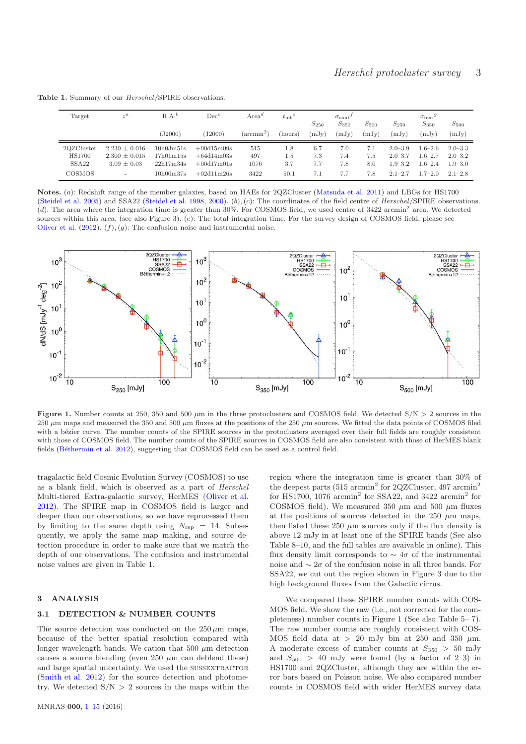**Table 1.** Summary of our *Herschel*/SPIRE observations.

| Target | $z^a$ | R.A.$^b$ | Dec$^c$ | Area$^d$ | $t_{\rm int}{}^e$ | | $\sigma_{\rm conf}{}^f$ | | | $\sigma_{\rm inst}{}^g$ | |
|---|---|---|---|---|---|---|---|---|---|---|---|
| | | | | | | $S_{250}$ | $S_{350}$ | $S_{500}$ | $S_{250}$ | $S_{350}$ | $S_{500}$ |
| | | (J2000) | (J2000) | (arcmin$^2$) | (hours) | (mJy) | (mJy) | (mJy) | (mJy) | (mJy) | (mJy) |
| 2QZCluster | 2.230 ± 0.016 | 10h03m51s | +00d15m09s | 515 | 1.8 | 6.7 | 7.0 | 7.1 | 2.0–3.9 | 1.6–2.6 | 2.0–3.3 |
| HS1700 | 2.300 ± 0.015 | 17h01m15s | +64d14m03s | 497 | 1.5 | 7.3 | 7.4 | 7.5 | 2.0–3.7 | 1.6–2.7 | 2.0–3.2 |
| SSA22 | 3.09 ± 0.03 | 22h17m34s | +00d17m01s | 1076 | 3.7 | 7.7 | 7.8 | 8.0 | 1.9–3.2 | 1.6–2.4 | 1.9–3.0 |
| COSMOS | - | 10h00m37s | +02d11m26s | 3422 | 50.1 | 7.1 | 7.7 | 7.8 | 2.1–2.7 | 1.7–2.0 | 2.1–2.8 |

**Notes.** (*a*): Redshift range of the member galaxies, based on HAEs for 2QZCluster (Matsuda et al. 2011) and LBGs for HS1700 (Steidel et al. 2005) and SSA22 (Steidel et al. 1998, 2000). (*b*), (*c*): The coordinates of the field centre of *Herschel*/SPIRE observations. (*d*): The area where the integration time is greater than 30%. For COSMOS field, we used centre of 3422 arcmin$^2$ area. We detected sources within this area. (see also Figure 3). (*e*): The total integration time. For the survey design of COSMOS field, please see Oliver et al. (2012). (*f*), (*g*): The confusion noise and instrumental noise.

**Figure 1.** Number counts at 250, 350 and 500 $\mu$m in the three protoclusters and COSMOS field. We detected S/N > 2 sources in the 250 $\mu$m maps and measured the 350 and 500 $\mu$m fluxes at the positions of the 250 $\mu$m sources. We fitted the data points of COSMOS filed with a bézier curve. The number counts of the SPIRE sources in the protoclusters averaged over their full fields are roughly consistent with those of COSMOS field. The number counts of the SPIRE sources in COSMOS field are also consistent with those of HerMES blank fields (Béthermin et al. 2012), suggesting that COSMOS field can be used as a control field.

tragalactic field Cosmic Evolution Survey (COSMOS) to use as a blank field, which is observed as a part of *Herschel* Multi-tiered Extra-galactic survey, HerMES (Oliver et al. 2012). The SPIRE map in COSMOS field is larger and deeper than our observations, so we have reprocessed them by limiting to the same depth using $N_{\rm rep}$ = 14. Subsequently, we apply the same map making, and source detection procedure in order to make sure that we match the depth of our observations. The confusion and instrumental noise values are given in Table 1.

## 3 ANALYSIS

### 3.1 DETECTION & NUMBER COUNTS

The source detection was conducted on the 250 $\mu$m maps, because of the better spatial resolution compared with longer wavelength bands. We cation that 500 $\mu$m detection causes a source blending (even 250 $\mu$m can deblend these) and large spatial uncertainty. We used the SUSSEXTRACTOR (Smith et al. 2012) for the source detection and photometry. We detected S/N > 2 sources in the maps within the region where the integration time is greater than 30% of the deepest parts (515 arcmin$^2$ for 2QZCluster, 497 arcmin$^2$ for HS1700, 1076 arcmin$^2$ for SSA22, and 3422 arcmin$^2$ for COSMOS field). We measured 350 $\mu$m and 500 $\mu$m fluxes at the positions of sources detected in the 250 $\mu$m maps, then listed these 250 $\mu$m sources only if the flux density is above 12 mJy in at least one of the SPIRE bands (See also Table 8–10, and the full tables are avaivable in online). This flux density limit corresponds to $\sim 4\sigma$ of the instrumental noise and $\sim 2\sigma$ of the confusion noise in all three bands. For SSA22, we cut out the region shown in Figure 3 due to the high background fluxes from the Galactic cirrus.

We compared these SPIRE number counts with COSMOS field. We show the raw (i.e., not corrected for the completeness) number counts in Figure 1 (See also Table 5– 7). The raw number counts are roughly consistent with COSMOS field data at > 20 mJy bin at 250 and 350 $\mu$m. A moderate excess of number counts at $S_{350}$ > 50 mJy and $S_{500}$ > 40 mJy were found (by a factor of 2–3) in HS1700 and 2QZCluster, although they are within the error bars based on Poisson noise. We also compared number counts in COSMOS field with wider HerMES survey data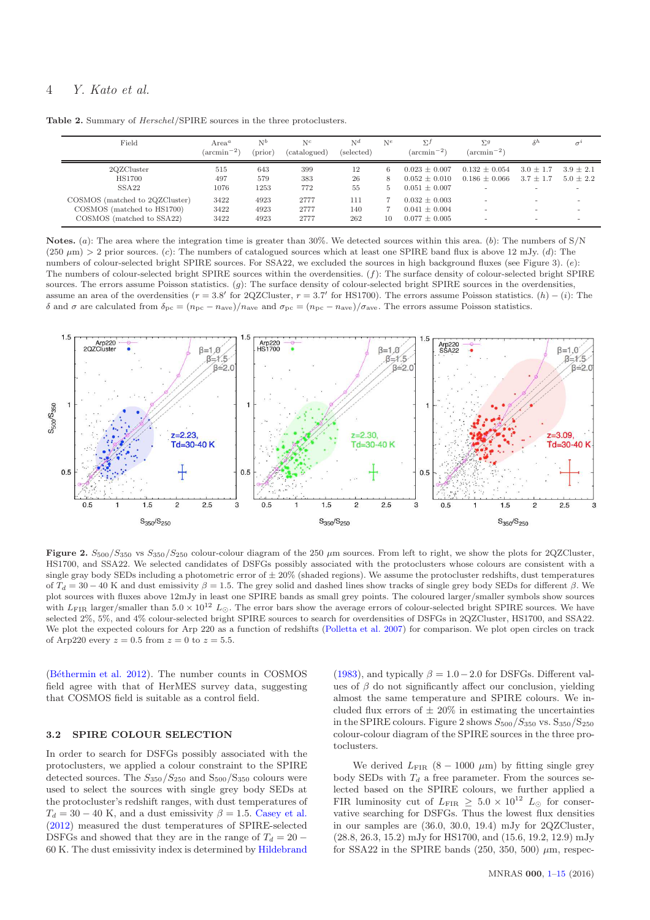**Table 2.** Summary of *Herschel*/SPIRE sources in the three protoclusters.

| Field | Area[a] (arcmin$^{-2}$) | N[b] (prior) | N[c] (catalogued) | N[d] (selected) | N[e] | $\Sigma^f$ (arcmin$^{-2}$) | $\Sigma^g$ (arcmin$^{-2}$) | $\delta^h$ | $\sigma^i$ |
|---|---|---|---|---|---|---|---|---|---|
| 2QZCluster | 515 | 643 | 399 | 12 | 6 | 0.023 ± 0.007 | 0.132 ± 0.054 | 3.0 ± 1.7 | 3.9 ± 2.1 |
| HS1700 | 497 | 579 | 383 | 26 | 8 | 0.052 ± 0.010 | 0.186 ± 0.066 | 3.7 ± 1.7 | 5.0 ± 2.2 |
| SSA22 | 1076 | 1253 | 772 | 55 | 5 | 0.051 ± 0.007 | - | - | - |
| COSMOS (matched to 2QZCluster) | 3422 | 4923 | 2777 | 111 | 7 | 0.032 ± 0.003 | - | - | - |
| COSMOS (matched to HS1700) | 3422 | 4923 | 2777 | 140 | 7 | 0.041 ± 0.004 | - | - | - |
| COSMOS (matched to SSA22) | 3422 | 4923 | 2777 | 262 | 10 | 0.077 ± 0.005 | - | - | - |

**Notes.** (*a*): The area where the integration time is greater than 30%. We detected sources within this area. (*b*): The numbers of S/N (250 $\mu$m) > 2 prior sources. (*c*): The numbers of catalogued sources which at least one SPIRE band flux is above 12 mJy. (*d*): The numbers of colour-selected bright SPIRE sources. For SSA22, we excluded the sources in high background fluxes (see Figure 3). (*e*): The numbers of colour-selected bright SPIRE sources within the overdensities. (*f*): The surface density of colour-selected bright SPIRE sources. The errors assume Poisson statistics. (*g*): The surface density of colour-selected bright SPIRE sources in the overdensities, assume an area of the overdensities ($r = 3.8'$ for 2QZCluster, $r = 3.7'$ for HS1700). The errors assume Poisson statistics. (*h*) – (*i*): The $\delta$ and $\sigma$ are calculated from $\delta_{\rm pc} = (n_{\rm pc} - n_{\rm ave})/n_{\rm ave}$ and $\sigma_{\rm pc} = (n_{\rm pc} - n_{\rm ave})/\sigma_{\rm ave}$. The errors assume Poisson statistics.

**Figure 2.** $S_{500}/S_{350}$ vs $S_{350}/S_{250}$ colour-colour diagram of the 250 $\mu$m sources. From left to right, we show the plots for 2QZCluster, HS1700, and SSA22. We selected candidates of DSFGs possibly associated with the protoclusters whose colours are consistent with a single gray body SEDs including a photometric error of ± 20% (shaded regions). We assume the protocluster redshifts, dust temperatures of $T_d = 30 - 40$ K and dust emissivity $\beta = 1.5$. The grey solid and dashed lines show tracks of single grey body SEDs for different $\beta$. We plot sources with fluxes above 12mJy in least one SPIRE bands as small grey points. The coloured larger/smaller symbols show sources with $L_{\rm FIR}$ larger/smaller than $5.0 \times 10^{12}$ $L_\odot$. The error bars show the average errors of colour-selected bright SPIRE sources. We have selected 2%, 5%, and 4% colour-selected bright SPIRE sources to search for overdensities of DSFGs in 2QZCluster, HS1700, and SSA22. We plot the expected colours for Arp 220 as a function of redshifts (Polletta et al. 2007) for comparison. We plot open circles on track of Arp220 every $z = 0.5$ from $z = 0$ to $z = 5.5$.

(Béthermin et al. 2012). The number counts in COSMOS field agree with that of HerMES survey data, suggesting that COSMOS field is suitable as a control field.

### 3.2 SPIRE COLOUR SELECTION

In order to search for DSFGs possibly associated with the protoclusters, we applied a colour constraint to the SPIRE detected sources. The $S_{350}/S_{250}$ and $S_{500}/S_{350}$ colours were used to select the sources with single grey body SEDs at the protocluster's redshift ranges, with dust temperatures of $T_d = 30 - 40$ K, and a dust emissivity $\beta = 1.5$. Casey et al. (2012) measured the dust temperatures of SPIRE-selected DSFGs and showed that they are in the range of $T_d = 20 - 60$ K. The dust emissivity index is determined by Hildebrand (1983), and typically $\beta = 1.0 - 2.0$ for DSFGs. Different values of $\beta$ do not significantly affect our conclusion, yielding almost the same temperature and SPIRE colours. We included flux errors of ± 20% in estimating the uncertainties in the SPIRE colours. Figure 2 shows $S_{500}/S_{350}$ vs. $S_{350}/S_{250}$ colour-colour diagram of the SPIRE sources in the three protoclusters.

We derived $L_{\rm FIR}$ ($8 - 1000$ $\mu$m) by fitting single grey body SEDs with $T_d$ a free parameter. From the sources selected based on the SPIRE colours, we further applied a FIR luminosity cut of $L_{\rm FIR} \geq 5.0 \times 10^{12}$ $L_\odot$ for conservative searching for DSFGs. Thus the lowest flux densities in our samples are (36.0, 30.0, 19.4) mJy for 2QZCluster, (28.8, 26.3, 15.2) mJy for HS1700, and (15.6, 19.2, 12.9) mJy for SSA22 in the SPIRE bands (250, 350, 500) $\mu$m, respec-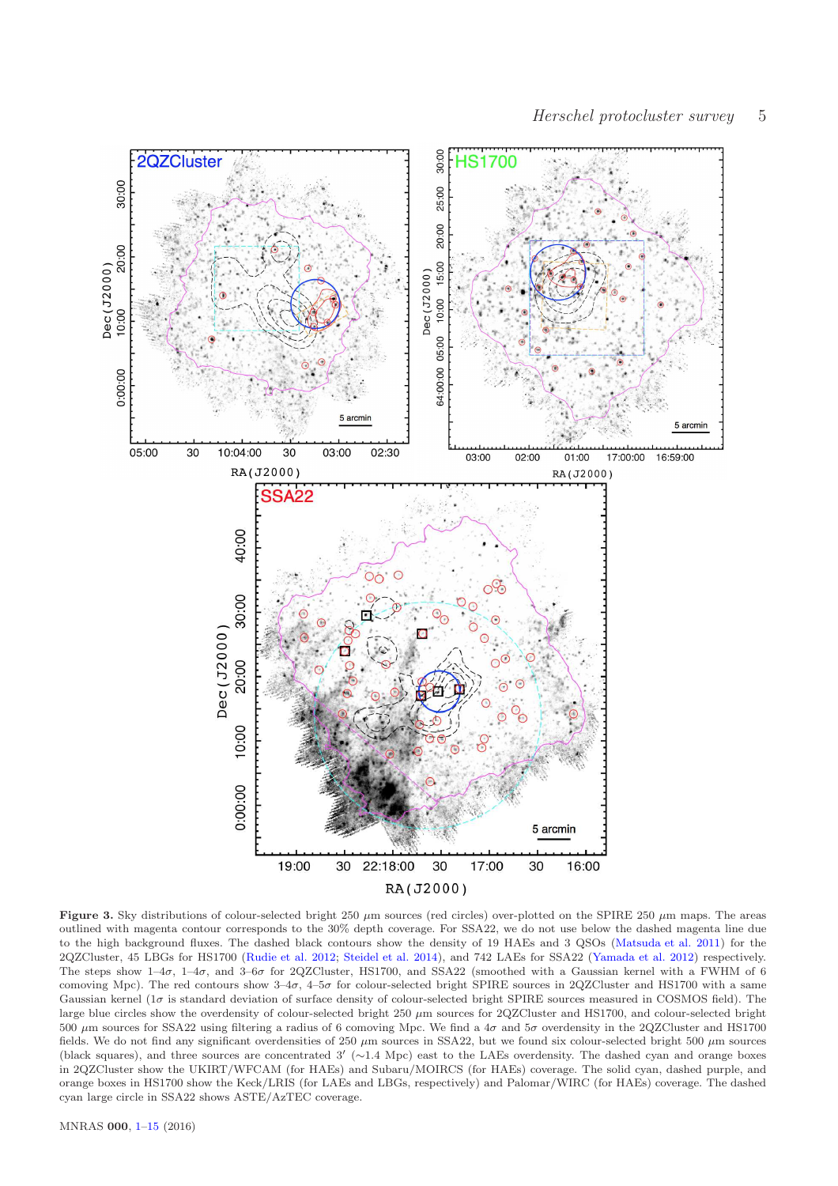**Figure 3.** Sky distributions of colour-selected bright 250 $\mu$m sources (red circles) over-plotted on the SPIRE 250 $\mu$m maps. The areas outlined with magenta contour corresponds to the 30% depth coverage. For SSA22, we do not use below the dashed magenta line due to the high background fluxes. The dashed black contours show the density of 19 HAEs and 3 QSOs (Matsuda et al. 2011) for the 2QZCluster, 45 LBGs for HS1700 (Rudie et al. 2012; Steidel et al. 2014), and 742 LAEs for SSA22 (Yamada et al. 2012) respectively. The steps show 1–4$\sigma$, 1–4$\sigma$, and 3–6$\sigma$ for 2QZCluster, HS1700, and SSA22 (smoothed with a Gaussian kernel with a FWHM of 6 comoving Mpc). The red contours show 3–4$\sigma$, 4–5$\sigma$ for colour-selected bright SPIRE sources in 2QZCluster and HS1700 with a same Gaussian kernel (1$\sigma$ is standard deviation of surface density of colour-selected bright SPIRE sources measured in COSMOS field). The large blue circles show the overdensity of colour-selected bright 250 $\mu$m sources for 2QZCluster and HS1700, and colour-selected bright 500 $\mu$m sources for SSA22 using filtering a radius of 6 comoving Mpc. We find a 4$\sigma$ and 5$\sigma$ overdensity in the 2QZCluster and HS1700 fields. We do not find any significant overdensities of 250 $\mu$m sources in SSA22, but we found six colour-selected bright 500 $\mu$m sources (black squares), and three sources are concentrated 3′ (∼1.4 Mpc) east to the LAEs overdensity. The dashed cyan and orange boxes in 2QZCluster show the UKIRT/WFCAM (for HAEs) and Subaru/MOIRCS (for HAEs) coverage. The solid cyan, dashed purple, and orange boxes in HS1700 show the Keck/LRIS (for LAEs and LBGs, respectively) and Palomar/WIRC (for HAEs) coverage. The dashed cyan large circle in SSA22 shows ASTE/AzTEC coverage.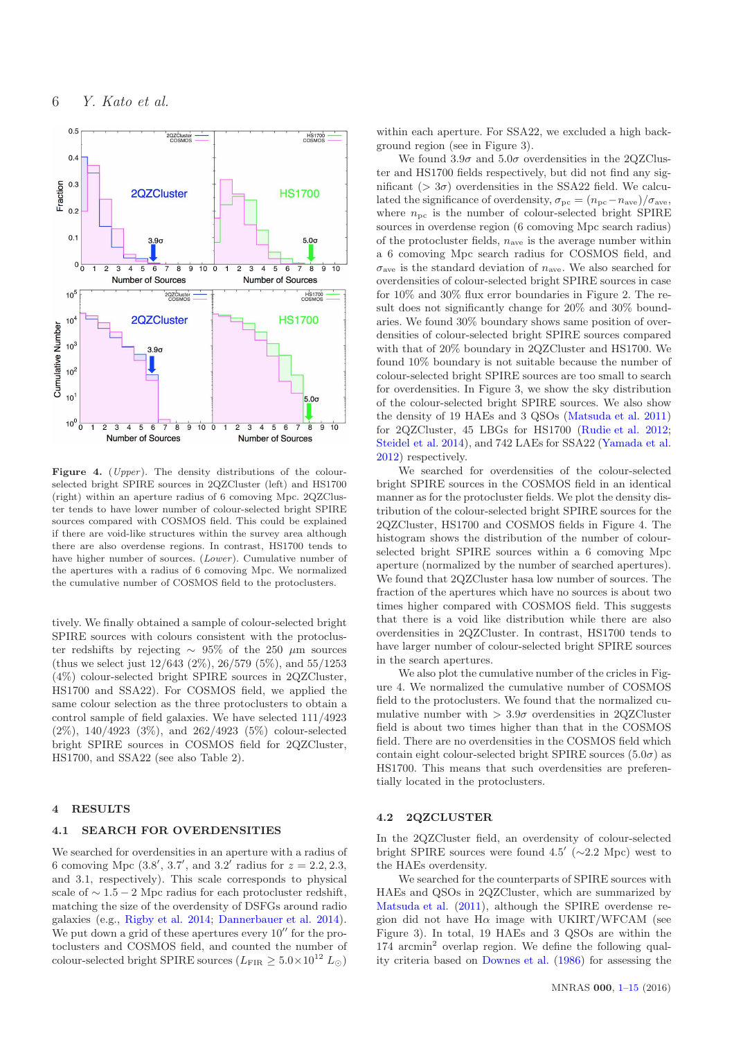Figure 4. (*Upper*). The density distributions of the colour-selected bright SPIRE sources in 2QZCluster (left) and HS1700 (right) within an aperture radius of 6 comoving Mpc. 2QZCluster tends to have lower number of colour-selected bright SPIRE sources compared with COSMOS field. This could be explained if there are void-like structures within the survey area although there are also overdense regions. In contrast, HS1700 tends to have higher number of sources. (*Lower*). Cumulative number of the apertures with a radius of 6 comoving Mpc. We normalized the cumulative number of COSMOS field to the protoclusters.

tively. We finally obtained a sample of colour-selected bright SPIRE sources with colours consistent with the protocluster redshifts by rejecting $\sim 95\%$ of the 250 $\mu$m sources (thus we select just 12/643 (2%), 26/579 (5%), and 55/1253 (4%) colour-selected bright SPIRE sources in 2QZCluster, HS1700 and SSA22). For COSMOS field, we applied the same colour selection as the three protoclusters to obtain a control sample of field galaxies. We have selected 111/4923 (2%), 140/4923 (3%), and 262/4923 (5%) colour-selected bright SPIRE sources in COSMOS field for 2QZCluster, HS1700, and SSA22 (see also Table 2).

## 4 RESULTS

### 4.1 SEARCH FOR OVERDENSITIES

We searched for overdensities in an aperture with a radius of 6 comoving Mpc ($3.8'$, $3.7'$, and $3.2'$ radius for $z = 2.2, 2.3$, and 3.1, respectively). This scale corresponds to physical scale of $\sim 1.5-2$ Mpc radius for each protocluster redshift, matching the size of the overdensity of DSFGs around radio galaxies (e.g., Rigby et al. 2014; Dannerbauer et al. 2014). We put down a grid of these apertures every $10''$ for the protoclusters and COSMOS field, and counted the number of colour-selected bright SPIRE sources ($L_{\rm FIR} \geq 5.0\times10^{12}$ $L_{\odot}$) within each aperture. For SSA22, we excluded a high background region (see in Figure 3).

We found $3.9\sigma$ and $5.0\sigma$ overdensities in the 2QZCluster and HS1700 fields respectively, but did not find any significant ($> 3\sigma$) overdensities in the SSA22 field. We calculated the significance of overdensity, $\sigma_{\rm pc} = (n_{\rm pc}-n_{\rm ave})/\sigma_{\rm ave}$, where $n_{\rm pc}$ is the number of colour-selected bright SPIRE sources in overdense region (6 comoving Mpc search radius) of the protocluster fields, $n_{\rm ave}$ is the average number within a 6 comoving Mpc search radius for COSMOS field, and $\sigma_{\rm ave}$ is the standard deviation of $n_{\rm ave}$. We also searched for overdensities of colour-selected bright SPIRE sources in case for 10% and 30% flux error boundaries in Figure 2. The result does not significantly change for 20% and 30% boundaries. We found 30% boundary shows same position of overdensities of colour-selected bright SPIRE sources compared with that of 20% boundary in 2QZCluster and HS1700. We found 10% boundary is not suitable because the number of colour-selected bright SPIRE sources are too small to search for overdensities. In Figure 3, we show the sky distribution of the colour-selected bright SPIRE sources. We also show the density of 19 HAEs and 3 QSOs (Matsuda et al. 2011) for 2QZCluster, 45 LBGs for HS1700 (Rudie et al. 2012; Steidel et al. 2014), and 742 LAEs for SSA22 (Yamada et al. 2012) respectively.

We searched for overdensities of the colour-selected bright SPIRE sources in the COSMOS field in an identical manner as for the protocluster fields. We plot the density distribution of the colour-selected bright SPIRE sources for the 2QZCluster, HS1700 and COSMOS fields in Figure 4. The histogram shows the distribution of the number of colour-selected bright SPIRE sources within a 6 comoving Mpc aperture (normalized by the number of searched apertures). We found that 2QZCluster hasa low number of sources. The fraction of the apertures which have no sources is about two times higher compared with COSMOS field. This suggests that there is a void like distribution while there are also overdensities in 2QZCluster. In contrast, HS1700 tends to have larger number of colour-selected bright SPIRE sources in the search apertures.

We also plot the cumulative number of the cricles in Figure 4. We normalized the cumulative number of COSMOS field to the protoclusters. We found that the normalized cumulative number with $> 3.9\sigma$ overdensities in 2QZCluster field is about two times higher than that in the COSMOS field. There are no overdensities in the COSMOS field which contain eight colour-selected bright SPIRE sources ($5.0\sigma$) as HS1700. This means that such overdensities are preferentially located in the protoclusters.

### 4.2 2QZCLUSTER

In the 2QZCluster field, an overdensity of colour-selected bright SPIRE sources were found $4.5'$ ($\sim$2.2 Mpc) west to the HAEs overdensity.

We searched for the counterparts of SPIRE sources with HAEs and QSOs in 2QZCluster, which are summarized by Matsuda et al. (2011), although the SPIRE overdense region did not have H$\alpha$ image with UKIRT/WFCAM (see Figure 3). In total, 19 HAEs and 3 QSOs are within the 174 arcmin$^2$ overlap region. We define the following quality criteria based on Downes et al. (1986) for assessing the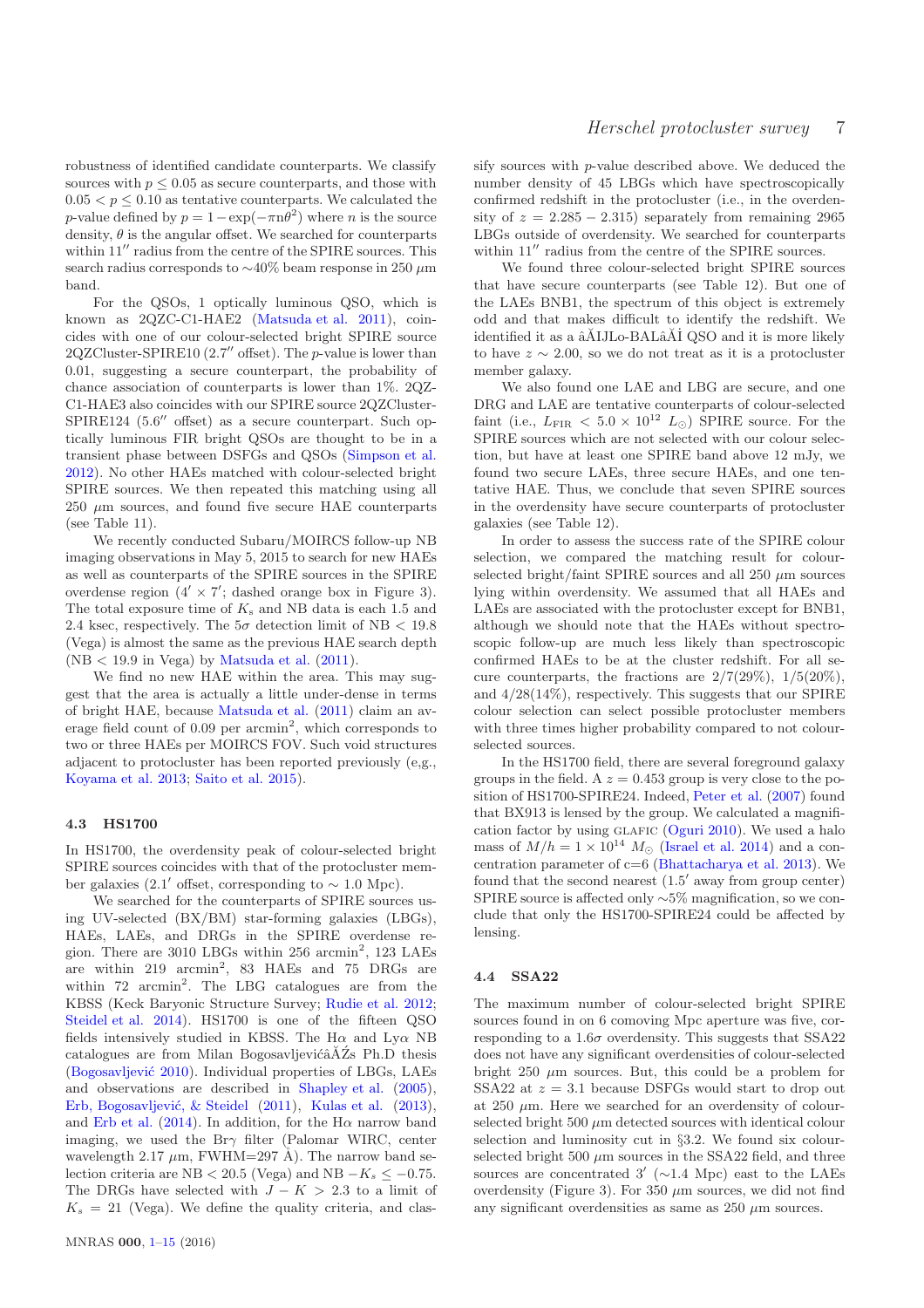robustness of identified candidate counterparts. We classify sources with $p \leq 0.05$ as secure counterparts, and those with $0.05 < p \leq 0.10$ as tentative counterparts. We calculated the $p$-value defined by $p = 1 - \exp(-\pi n \theta^2)$ where $n$ is the source density, $\theta$ is the angular offset. We searched for counterparts within $11''$ radius from the centre of the SPIRE sources. This search radius corresponds to $\sim$40% beam response in 250 $\mu$m band.

For the QSOs, 1 optically luminous QSO, which is known as 2QZC-C1-HAE2 (Matsuda et al. 2011), coincides with one of our colour-selected bright SPIRE source 2QZCluster-SPIRE10 ($2.7''$ offset). The $p$-value is lower than 0.01, suggesting a secure counterpart, the probability of chance association of counterparts is lower than 1%. 2QZ-C1-HAE3 also coincides with our SPIRE source 2QZCluster-SPIRE124 ($5.6''$ offset) as a secure counterpart. Such optically luminous FIR bright QSOs are thought to be in a transient phase between DSFGs and QSOs (Simpson et al. 2012). No other HAEs matched with colour-selected bright SPIRE sources. We then repeated this matching using all 250 $\mu$m sources, and found five secure HAE counterparts (see Table 11).

We recently conducted Subaru/MOIRCS follow-up NB imaging observations in May 5, 2015 to search for new HAEs as well as counterparts of the SPIRE sources in the SPIRE overdense region ($4' \times 7'$; dashed orange box in Figure 3). The total exposure time of $K_s$ and NB data is each 1.5 and 2.4 ksec, respectively. The $5\sigma$ detection limit of NB $< 19.8$ (Vega) is almost the same as the previous HAE search depth (NB $< 19.9$ in Vega) by Matsuda et al. (2011).

We find no new HAE within the area. This may suggest that the area is actually a little under-dense in terms of bright HAE, because Matsuda et al. (2011) claim an average field count of 0.09 per arcmin$^2$, which corresponds to two or three HAEs per MOIRCS FOV. Such void structures adjacent to protocluster has been reported previously (e.g., Koyama et al. 2013; Saito et al. 2015).

### 4.3 HS1700

In HS1700, the overdensity peak of colour-selected bright SPIRE sources coincides with that of the protocluster member galaxies ($2.1'$ offset, corresponding to $\sim 1.0$ Mpc).

We searched for the counterparts of SPIRE sources using UV-selected (BX/BM) star-forming galaxies (LBGs), HAEs, LAEs, and DRGs in the SPIRE overdense region. There are 3010 LBGs within 256 arcmin$^2$, 123 LAEs are within 219 arcmin$^2$, 83 HAEs and 75 DRGs are within 72 arcmin$^2$. The LBG catalogues are from the KBSS (Keck Baryonic Structure Survey; Rudie et al. 2012; Steidel et al. 2014). HS1700 is one of the fifteen QSO fields intensively studied in KBSS. The H$\alpha$ and Ly$\alpha$ NB catalogues are from Milan BogosavljevićâĂŹs Ph.D thesis (Bogosavljević 2010). Individual properties of LBGs, LAEs and observations are described in Shapley et al. (2005), Erb, Bogosavljević, & Steidel (2011), Kulas et al. (2013), and Erb et al. (2014). In addition, for the H$\alpha$ narrow band imaging, we used the Br$\gamma$ filter (Palomar WIRC, center wavelength 2.17 $\mu$m, FWHM=297 Å). The narrow band selection criteria are NB $< 20.5$ (Vega) and NB $- K_s \leq -0.75$. The DRGs have selected with $J - K > 2.3$ to a limit of $K_s = 21$ (Vega). We define the quality criteria, and classify sources with $p$-value described above. We deduced the number density of 45 LBGs which have spectroscopically confirmed redshift in the protocluster (i.e., in the overdensity of $z = 2.285 - 2.315$) separately from remaining 2965 LBGs outside of overdensity. We searched for counterparts within $11''$ radius from the centre of the SPIRE sources.

We found three colour-selected bright SPIRE sources that have secure counterparts (see Table 12). But one of the LAEs BNB1, the spectrum of this object is extremely odd and that makes difficult to identify the redshift. We identified it as a âĂIJLo-BALâĂİ QSO and it is more likely to have $z \sim 2.00$, so we do not treat as it is a protocluster member galaxy.

We also found one LAE and LBG are secure, and one DRG and LAE are tentative counterparts of colour-selected faint (i.e., $L_{\rm FIR} < 5.0 \times 10^{12}$ $L_\odot$) SPIRE source. For the SPIRE sources which are not selected with our colour selection, but have at least one SPIRE band above 12 mJy, we found two secure LAEs, three secure HAEs, and one tentative HAE. Thus, we conclude that seven SPIRE sources in the overdensity have secure counterparts of protocluster galaxies (see Table 12).

In order to assess the success rate of the SPIRE colour selection, we compared the matching result for colour-selected bright/faint SPIRE sources and all 250 $\mu$m sources lying within overdensity. We assumed that all HAEs and LAEs are associated with the protocluster except for BNB1, although we should note that the HAEs without spectroscopic follow-up are much less likely than spectroscopic confirmed HAEs to be at the cluster redshift. For all secure counterparts, the fractions are 2/7(29%), 1/5(20%), and 4/28(14%), respectively. This suggests that our SPIRE colour selection can select possible protocluster members with three times higher probability compared to not colour-selected sources.

In the HS1700 field, there are several foreground galaxy groups in the field. A $z = 0.453$ group is very close to the position of HS1700-SPIRE24. Indeed, Peter et al. (2007) found that BX913 is lensed by the group. We calculated a magnification factor by using GLAFIC (Oguri 2010). We used a halo mass of $M/h = 1 \times 10^{14}$ $M_\odot$ (Israel et al. 2014) and a concentration parameter of c=6 (Bhattacharya et al. 2013). We found that the second nearest ($1.5'$ away from group center) SPIRE source is affected only $\sim$5% magnification, so we conclude that only the HS1700-SPIRE24 could be affected by lensing.

### 4.4 SSA22

The maximum number of colour-selected bright SPIRE sources found in on 6 comoving Mpc aperture was five, corresponding to a $1.6\sigma$ overdensity. This suggests that SSA22 does not have any significant overdensities of colour-selected bright 250 $\mu$m sources. But, this could be a problem for SSA22 at $z = 3.1$ because DSFGs would start to drop out at 250 $\mu$m. Here we searched for an overdensity of colour-selected bright 500 $\mu$m detected sources with identical colour selection and luminosity cut in §3.2. We found six colour-selected bright 500 $\mu$m sources in the SSA22 field, and three sources are concentrated $3'$ ($\sim$1.4 Mpc) east to the LAEs overdensity (Figure 3). For 350 $\mu$m sources, we did not find any significant overdensities as same as 250 $\mu$m sources.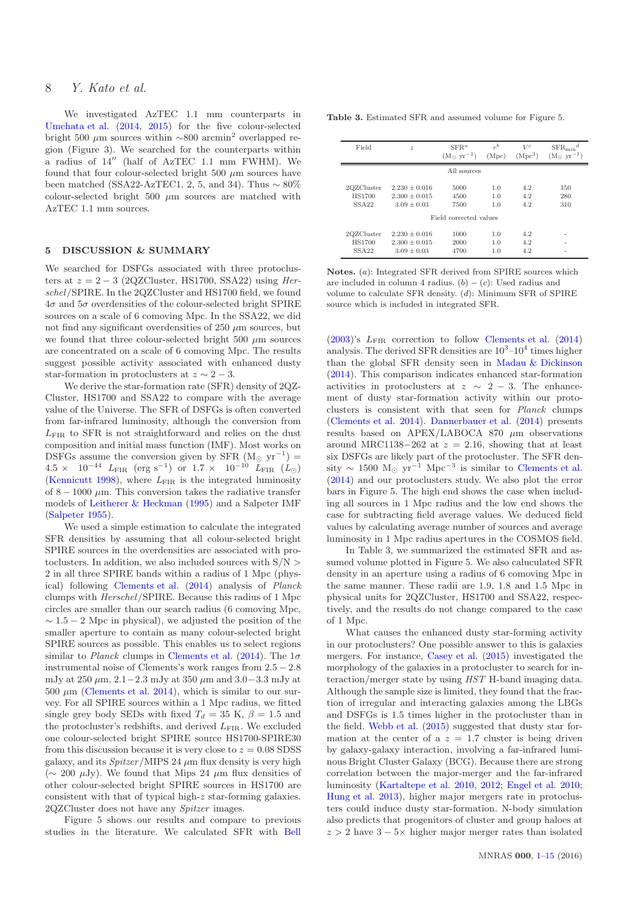We investigated AzTEC 1.1 mm counterparts in Umehata et al. (2014, 2015) for the five colour-selected bright 500 $\mu$m sources within $\sim$800 arcmin$^2$ overlapped region (Figure 3). We searched for the counterparts within a radius of 14$''$ (half of AzTEC 1.1 mm FWHM). We found that four colour-selected bright 500 $\mu$m sources have been matched (SSA22-AzTEC1, 2, 5, and 34). Thus $\sim 80\%$ colour-selected bright 500 $\mu$m sources are matched with AzTEC 1.1 mm sources.

## 5 DISCUSSION & SUMMARY

We searched for DSFGs associated with three protoclusters at $z = 2-3$ (2QZCluster, HS1700, SSA22) using *Herschel*/SPIRE. In the 2QZCluster and HS1700 field, we found $4\sigma$ and $5\sigma$ overdensities of the colour-selected bright SPIRE sources on a scale of 6 comoving Mpc. In the SSA22, we did not find any significant overdensities of 250 $\mu$m sources, but we found that three colour-selected bright 500 $\mu$m sources are concentrated on a scale of 6 comoving Mpc. The results suggest possible activity associated with enhanced dusty star-formation in protoclusters at $z \sim 2-3$.

We derive the star-formation rate (SFR) density of 2QZCluster, HS1700 and SSA22 to compare with the average value of the Universe. The SFR of DSFGs is often converted from far-infrared luminosity, although the conversion from $L_{\rm FIR}$ to SFR is not straightforward and relies on the dust composition and initial mass function (IMF). Most works on DSFGs assume the conversion given by SFR ($\rm M_\odot\ yr^{-1}$) = $4.5 \times 10^{-44}$ $L_{\rm FIR}$ (erg s$^{-1}$) or $1.7 \times 10^{-10}$ $L_{\rm FIR}$ ($L_\odot$) (Kennicutt 1998), where $L_{\rm FIR}$ is the integrated luminosity of $8-1000$ $\mu$m. This conversion takes the radiative transfer models of Leitherer & Heckman (1995) and a Salpeter IMF (Salpeter 1955).

We used a simple estimation to calculate the integrated SFR densities by assuming that all colour-selected bright SPIRE sources in the overdensities are associated with protoclusters. In addition, we also included sources with S/N $>$ 2 in all three SPIRE bands within a radius of 1 Mpc (physical) following Clements et al. (2014) analysis of *Planck* clumps with *Herschel*/SPIRE. Because this radius of 1 Mpc circles are smaller than our search radius (6 comoving Mpc, $\sim 1.5-2$ Mpc in physical), we adjusted the position of the smaller aperture to contain as many colour-selected bright SPIRE sources as possible. This enables us to select regions similar to *Planck* clumps in Clements et al. (2014). The $1\sigma$ instrumental noise of Clements's work ranges from $2.5-2.8$ mJy at 250 $\mu$m, $2.1-2.3$ mJy at 350 $\mu$m and $3.0-3.3$ mJy at 500 $\mu$m (Clements et al. 2014), which is similar to our survey. For all SPIRE sources within a 1 Mpc radius, we fitted single grey body SEDs with fixed $T_d = 35$ K, $\beta = 1.5$ and the protocluster's redshifts, and derived $L_{\rm FIR}$. We excluded one colour-selected bright SPIRE source HS1700-SPIRE30 from this discussion because it is very close to $z = 0.08$ SDSS galaxy, and its *Spitzer*/MIPS 24 $\mu$m flux density is very high ($\sim$ 200 $\mu$Jy). We found that Mips 24 $\mu$m flux densities of other colour-selected bright SPIRE sources in HS1700 are consistent with that of typical high-$z$ star-forming galaxies. 2QZCluster does not have any *Spitzer* images.

Figure 5 shows our results and compare to previous studies in the literature. We calculated SFR with Bell (2003)'s $L_{\rm FIR}$ correction to follow Clements et al. (2014) analysis. The derived SFR densities are $10^3$–$10^4$ times higher than the global SFR density seen in Madau & Dickinson (2014). This comparison indicates enhanced star-formation activities in protoclusters at $z \sim 2-3$. The enhancement of dusty star-formation activity within our protoclusters is consistent with that seen for *Planck* clumps (Clements et al. 2014). Dannerbauer et al. (2014) presents results based on APEX/LABOCA 870 $\mu$m observations around MRC1138$-$262 at $z = 2.16$, showing that at least six DSFGs are likely part of the protocluster. The SFR density $\sim$ 1500 $\rm M_\odot\ yr^{-1}\ Mpc^{-3}$ is similar to Clements et al. (2014) and our protoclusters study. We also plot the error bars in Figure 5. The high end shows the case when including all sources in 1 Mpc radius and the low end shows the case for subtracting field average values. We deduced field values by calculating average number of sources and average luminosity in 1 Mpc radius apertures in the COSMOS field.

In Table 3, we summarized the estimated SFR and assumed volume plotted in Figure 5. We also caluculated SFR density in an aperture using a radius of 6 comoving Mpc in the same manner. These radii are 1.9, 1.8 and 1.5 Mpc in physical units for 2QZCluster, HS1700 and SSA22, respectively, and the results do not change compared to the case of 1 Mpc.

What causes the enhanced dusty star-forming activity in our protoclusters? One possible answer to this is galaxies mergers. For instance, Casey et al. (2015) investigated the morphology of the galaxies in a protocluster to search for interaction/merger state by using *HST* H-band imaging data. Although the sample size is limited, they found that the fraction of irregular and interacting galaxies among the LBGs and DSFGs is 1.5 times higher in the protocluster than in the field. Webb et al. (2015) suggested that dusty star formation at the center of a $z = 1.7$ cluster is being driven by galaxy-galaxy interaction, involving a far-infrared luminous Bright Cluster Galaxy (BCG). Because there are strong correlation between the major-merger and the far-infrared luminosity (Kartaltepe et al. 2010, 2012; Engel et al. 2010; Hung et al. 2013), higher major mergers rate in protoclusters could induce dusty star-formation. N-body simulation also predicts that progenitors of cluster and group haloes at $z > 2$ have $3-5\times$ higher major merger rates than isolated

**Table 3.** Estimated SFR and assumed volume for Figure 5.

| Field | $z$ | SFR$^a$ ($\rm M_\odot\ yr^{-1}$) | $r^b$ (Mpc) | $V^c$ (Mpc$^3$) | SFR$_{\rm min}$$^d$ ($\rm M_\odot\ yr^{-1}$) |
|---|---|---|---|---|---|
| All sources | | | | | |
| 2QZCluster | $2.230 \pm 0.016$ | 5000 | 1.0 | 4.2 | 150 |
| HS1700 | $2.300 \pm 0.015$ | 4500 | 1.0 | 4.2 | 280 |
| SSA22 | $3.09 \pm 0.03$ | 7500 | 1.0 | 4.2 | 310 |
| Field corrected values | | | | | |
| 2QZCluster | $2.230 \pm 0.016$ | 1000 | 1.0 | 4.2 | - |
| HS1700 | $2.300 \pm 0.015$ | 2000 | 1.0 | 4.2 | - |
| SSA22 | $3.09 \pm 0.03$ | 4700 | 1.0 | 4.2 | - |

**Notes.** ($a$): Integrated SFR derived from SPIRE sources which are included in column 4 radius. ($b$) $-$ ($c$): Used radius and volume to calculate SFR density. ($d$): Minimum SFR of SPIRE source which is included in integrated SFR.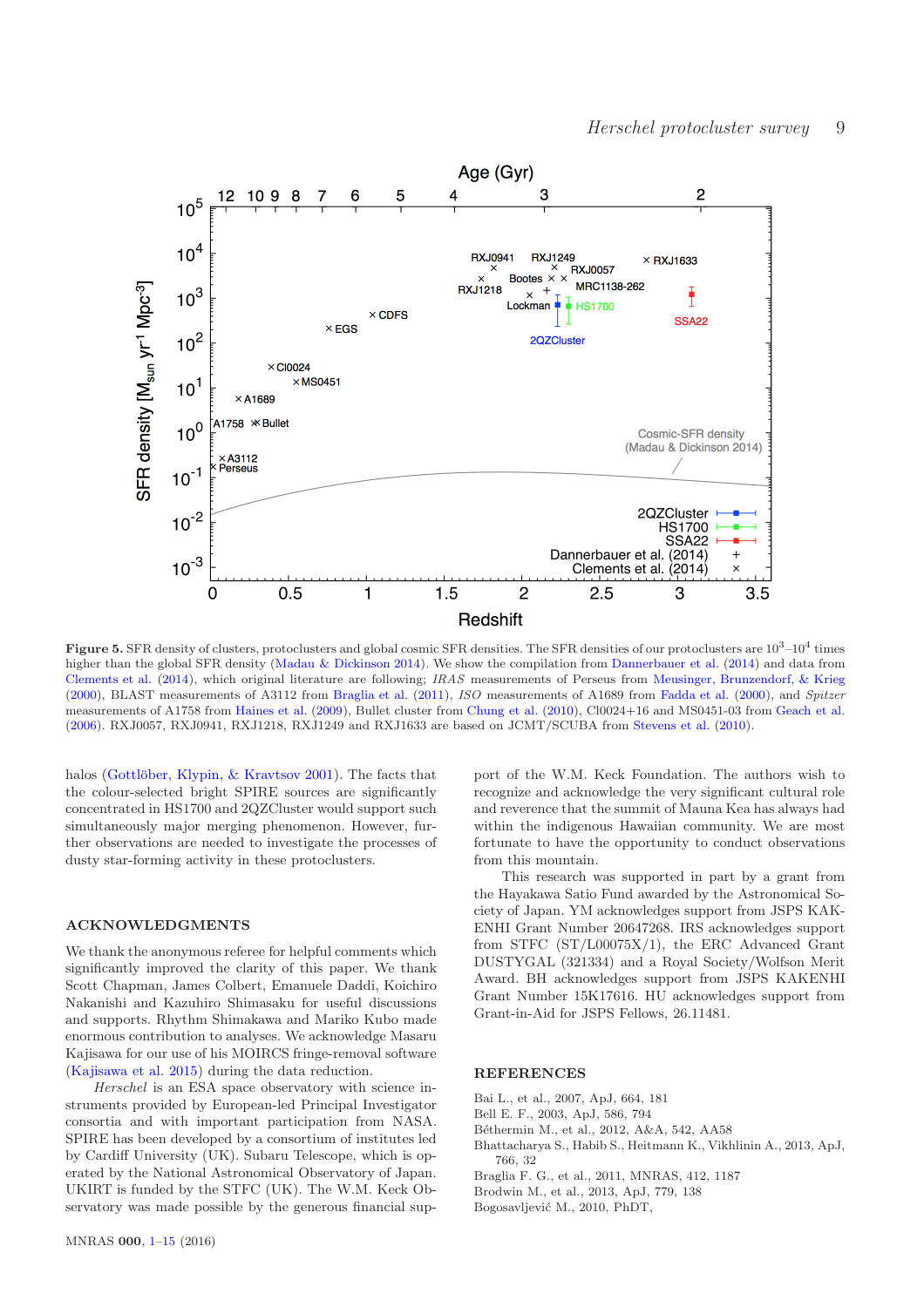**Figure 5.** SFR density of clusters, protoclusters and global cosmic SFR densities. The SFR densities of our protoclusters are $10^3$–$10^4$ times higher than the global SFR density (Madau & Dickinson 2014). We show the compilation from Dannerbauer et al. (2014) and data from Clements et al. (2014), which original literature are following; *IRAS* measurements of Perseus from Meusinger, Brunzendorf, & Krieg (2000), BLAST measurements of A3112 from Braglia et al. (2011), *ISO* measurements of A1689 from Fadda et al. (2000), and *Spitzer* measurements of A1758 from Haines et al. (2009), Bullet cluster from Chung et al. (2010), Cl0024+16 and MS0451-03 from Geach et al. (2006). RXJ0057, RXJ0941, RXJ1218, RXJ1249 and RXJ1633 are based on JCMT/SCUBA from Stevens et al. (2010).

halos (Gottlöber, Klypin, & Kravtsov 2001). The facts that the colour-selected bright SPIRE sources are significantly concentrated in HS1700 and 2QZCluster would support such simultaneously major merging phenomenon. However, further observations are needed to investigate the processes of dusty star-forming activity in these protoclusters.

## ACKNOWLEDGMENTS

We thank the anonymous referee for helpful comments which significantly improved the clarity of this paper. We thank Scott Chapman, James Colbert, Emanuele Daddi, Koichiro Nakanishi and Kazuhiro Shimasaku for useful discussions and supports. Rhythm Shimakawa and Mariko Kubo made enormous contribution to analyses. We acknowledge Masaru Kajisawa for our use of his MOIRCS fringe-removal software (Kajisawa et al. 2015) during the data reduction.

*Herschel* is an ESA space observatory with science instruments provided by European-led Principal Investigator consortia and with important participation from NASA. SPIRE has been developed by a consortium of institutes led by Cardiff University (UK). Subaru Telescope, which is operated by the National Astronomical Observatory of Japan. UKIRT is funded by the STFC (UK). The W.M. Keck Observatory was made possible by the generous financial support of the W.M. Keck Foundation. The authors wish to recognize and acknowledge the very significant cultural role and reverence that the summit of Mauna Kea has always had within the indigenous Hawaiian community. We are most fortunate to have the opportunity to conduct observations from this mountain.

This research was supported in part by a grant from the Hayakawa Satio Fund awarded by the Astronomical Society of Japan. YM acknowledges support from JSPS KAKENHI Grant Number 20647268. IRS acknowledges support from STFC (ST/L00075X/1), the ERC Advanced Grant DUSTYGAL (321334) and a Royal Society/Wolfson Merit Award. BH acknowledges support from JSPS KAKENHI Grant Number 15K17616. HU acknowledges support from Grant-in-Aid for JSPS Fellows, 26.11481.

## REFERENCES

Bai L., et al., 2007, ApJ, 664, 181
Bell E. F., 2003, ApJ, 586, 794
Béthermin M., et al., 2012, A&A, 542, AA58
Bhattacharya S., Habib S., Heitmann K., Vikhlinin A., 2013, ApJ, 766, 32
Braglia F. G., et al., 2011, MNRAS, 412, 1187
Brodwin M., et al., 2013, ApJ, 779, 138
Bogosavljević M., 2010, PhDT,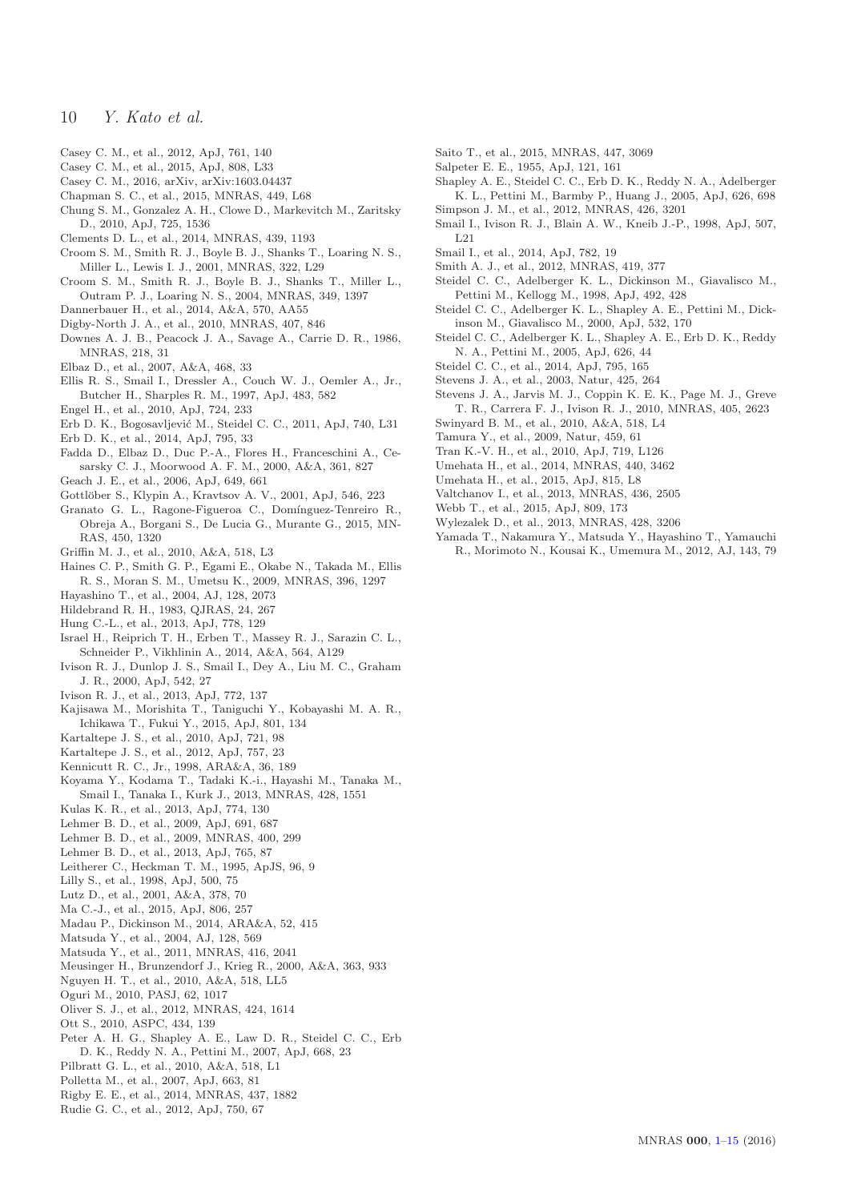Casey C. M., et al., 2012, ApJ, 761, 140
Casey C. M., et al., 2015, ApJ, 808, L33
Casey C. M., 2016, arXiv, arXiv:1603.04437
Chapman S. C., et al., 2015, MNRAS, 449, L68
Chung S. M., Gonzalez A. H., Clowe D., Markevitch M., Zaritsky D., 2010, ApJ, 725, 1536
Clements D. L., et al., 2014, MNRAS, 439, 1193
Croom S. M., Smith R. J., Boyle B. J., Shanks T., Loaring N. S., Miller L., Lewis I. J., 2001, MNRAS, 322, L29
Croom S. M., Smith R. J., Boyle B. J., Shanks T., Miller L., Outram P. J., Loaring N. S., 2004, MNRAS, 349, 1397
Dannerbauer H., et al., 2014, A&A, 570, AA55
Digby-North J. A., et al., 2010, MNRAS, 407, 846
Downes A. J. B., Peacock J. A., Savage A., Carrie D. R., 1986, MNRAS, 218, 31
Elbaz D., et al., 2007, A&A, 468, 33
Ellis R. S., Smail I., Dressler A., Couch W. J., Oemler A., Jr., Butcher H., Sharples R. M., 1997, ApJ, 483, 582
Engel H., et al., 2010, ApJ, 724, 233
Erb D. K., Bogosavljević M., Steidel C. C., 2011, ApJ, 740, L31
Erb D. K., et al., 2014, ApJ, 795, 33
Fadda D., Elbaz D., Duc P.-A., Flores H., Franceschini A., Cesarsky C. J., Moorwood A. F. M., 2000, A&A, 361, 827
Geach J. E., et al., 2006, ApJ, 649, 661
Gottlöber S., Klypin A., Kravtsov A. V., 2001, ApJ, 546, 223
Granato G. L., Ragone-Figueroa C., Domínguez-Tenreiro R., Obreja A., Borgani S., De Lucia G., Murante G., 2015, MNRAS, 450, 1320
Griffin M. J., et al., 2010, A&A, 518, L3
Haines C. P., Smith G. P., Egami E., Okabe N., Takada M., Ellis R. S., Moran S. M., Umetsu K., 2009, MNRAS, 396, 1297
Hayashino T., et al., 2004, AJ, 128, 2073
Hildebrand R. H., 1983, QJRAS, 24, 267
Hung C.-L., et al., 2013, ApJ, 778, 129
Israel H., Reiprich T. H., Erben T., Massey R. J., Sarazin C. L., Schneider P., Vikhlinin A., 2014, A&A, 564, A129
Ivison R. J., Dunlop J. S., Smail I., Dey A., Liu M. C., Graham J. R., 2000, ApJ, 542, 27
Ivison R. J., et al., 2013, ApJ, 772, 137
Kajisawa M., Morishita T., Taniguchi Y., Kobayashi M. A. R., Ichikawa T., Fukui Y., 2015, ApJ, 801, 134
Kartaltepe J. S., et al., 2010, ApJ, 721, 98
Kartaltepe J. S., et al., 2012, ApJ, 757, 23
Kennicutt R. C., Jr., 1998, ARA&A, 36, 189
Koyama Y., Kodama T., Tadaki K.-i., Hayashi M., Tanaka M., Smail I., Tanaka I., Kurk J., 2013, MNRAS, 428, 1551
Kulas K. R., et al., 2013, ApJ, 774, 130
Lehmer B. D., et al., 2009, ApJ, 691, 687
Lehmer B. D., et al., 2009, MNRAS, 400, 299
Lehmer B. D., et al., 2013, ApJ, 765, 87
Leitherer C., Heckman T. M., 1995, ApJS, 96, 9
Lilly S., et al., 1998, ApJ, 500, 75
Lutz D., et al., 2001, A&A, 378, 70
Ma C.-J., et al., 2015, ApJ, 806, 257
Madau P., Dickinson M., 2014, ARA&A, 52, 415
Matsuda Y., et al., 2004, AJ, 128, 569
Matsuda Y., et al., 2011, MNRAS, 416, 2041
Meusinger H., Brunzendorf J., Krieg R., 2000, A&A, 363, 933
Nguyen H. T., et al., 2010, A&A, 518, LL5
Oguri M., 2010, PASJ, 62, 1017
Oliver S. J., et al., 2012, MNRAS, 424, 1614
Ott S., 2010, ASPC, 434, 139
Peter A. H. G., Shapley A. E., Law D. R., Steidel C. C., Erb D. K., Reddy N. A., Pettini M., 2007, ApJ, 668, 23
Pilbratt G. L., et al., 2010, A&A, 518, L1
Polletta M., et al., 2007, ApJ, 663, 81
Rigby E. E., et al., 2014, MNRAS, 437, 1882
Rudie G. C., et al., 2012, ApJ, 750, 67
Saito T., et al., 2015, MNRAS, 447, 3069
Salpeter E. E., 1955, ApJ, 121, 161
Shapley A. E., Steidel C. C., Erb D. K., Reddy N. A., Adelberger K. L., Pettini M., Barmby P., Huang J., 2005, ApJ, 626, 698
Simpson J. M., et al., 2012, MNRAS, 426, 3201
Smail I., Ivison R. J., Blain A. W., Kneib J.-P., 1998, ApJ, 507, L21
Smail I., et al., 2014, ApJ, 782, 19
Smith A. J., et al., 2012, MNRAS, 419, 377
Steidel C. C., Adelberger K. L., Dickinson M., Giavalisco M., Pettini M., Kellogg M., 1998, ApJ, 492, 428
Steidel C. C., Adelberger K. L., Shapley A. E., Pettini M., Dickinson M., Giavalisco M., 2000, ApJ, 532, 170
Steidel C. C., Adelberger K. L., Shapley A. E., Erb D. K., Reddy N. A., Pettini M., 2005, ApJ, 626, 44
Steidel C. C., et al., 2014, ApJ, 795, 165
Stevens J. A., et al., 2003, Natur, 425, 264
Stevens J. A., Jarvis M. J., Coppin K. E. K., Page M. J., Greve T. R., Carrera F. J., Ivison R. J., 2010, MNRAS, 405, 2623
Swinyard B. M., et al., 2010, A&A, 518, L4
Tamura Y., et al., 2009, Natur, 459, 61
Tran K.-V. H., et al., 2010, ApJ, 719, L126
Umehata H., et al., 2014, MNRAS, 440, 3462
Umehata H., et al., 2015, ApJ, 815, L8
Valtchanov I., et al., 2013, MNRAS, 436, 2505
Webb T., et al., 2015, ApJ, 809, 173
Wylezalek D., et al., 2013, MNRAS, 428, 3206
Yamada T., Nakamura Y., Matsuda Y., Hayashino T., Yamauchi R., Morimoto N., Kousai K., Umemura M., 2012, AJ, 143, 79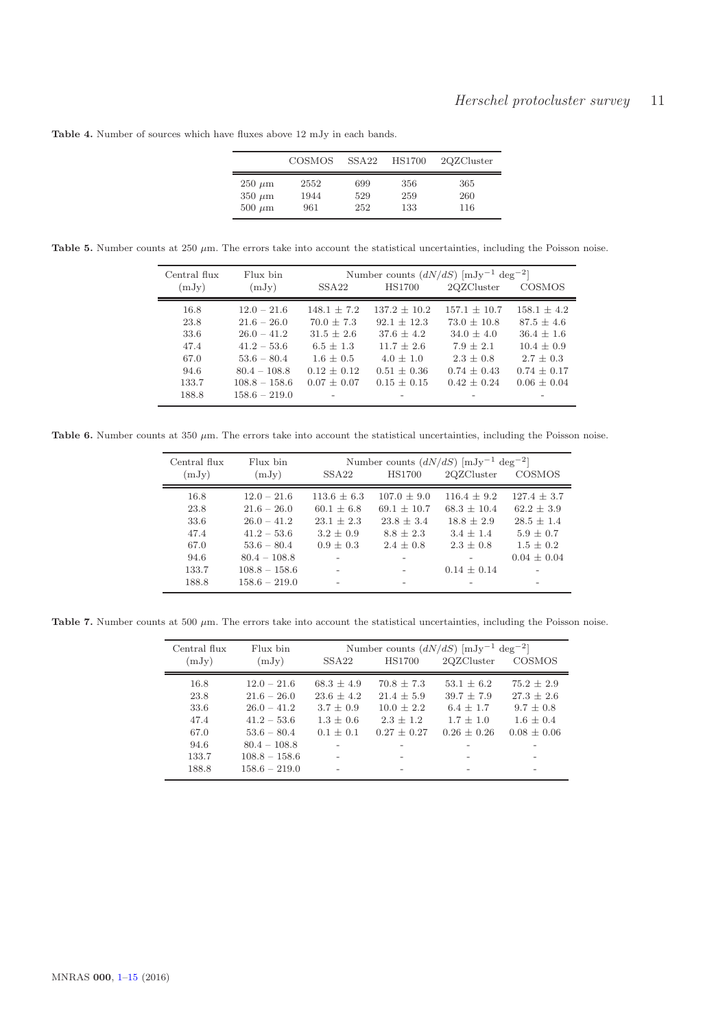**Table 4.** Number of sources which have fluxes above 12 mJy in each bands.

| | COSMOS | SSA22 | HS1700 | 2QZCluster |
|---|---|---|---|---|
| 250 $\mu$m | 2552 | 699 | 356 | 365 |
| 350 $\mu$m | 1944 | 529 | 259 | 260 |
| 500 $\mu$m | 961 | 252 | 133 | 116 |

**Table 5.** Number counts at 250 $\mu$m. The errors take into account the statistical uncertainties, including the Poisson noise.

| Central flux (mJy) | Flux bin (mJy) | Number counts ($dN/dS$) [mJy$^{-1}$ deg$^{-2}$] | | | |
|---|---|---|---|---|---|
| | | SSA22 | HS1700 | 2QZCluster | COSMOS |
| 16.8 | 12.0 − 21.6 | 148.1 ± 7.2 | 137.2 ± 10.2 | 157.1 ± 10.7 | 158.1 ± 4.2 |
| 23.8 | 21.6 − 26.0 | 70.0 ± 7.3 | 92.1 ± 12.3 | 73.0 ± 10.8 | 87.5 ± 4.6 |
| 33.6 | 26.0 − 41.2 | 31.5 ± 2.6 | 37.6 ± 4.2 | 34.0 ± 4.0 | 36.4 ± 1.6 |
| 47.4 | 41.2 − 53.6 | 6.5 ± 1.3 | 11.7 ± 2.6 | 7.9 ± 2.1 | 10.4 ± 0.9 |
| 67.0 | 53.6 − 80.4 | 1.6 ± 0.5 | 4.0 ± 1.0 | 2.3 ± 0.8 | 2.7 ± 0.3 |
| 94.6 | 80.4 − 108.8 | 0.12 ± 0.12 | 0.51 ± 0.36 | 0.74 ± 0.43 | 0.74 ± 0.17 |
| 133.7 | 108.8 − 158.6 | 0.07 ± 0.07 | 0.15 ± 0.15 | 0.42 ± 0.24 | 0.06 ± 0.04 |
| 188.8 | 158.6 − 219.0 | - | - | - | - |

**Table 6.** Number counts at 350 $\mu$m. The errors take into account the statistical uncertainties, including the Poisson noise.

| Central flux (mJy) | Flux bin (mJy) | Number counts ($dN/dS$) [mJy$^{-1}$ deg$^{-2}$] | | | |
|---|---|---|---|---|---|
| | | SSA22 | HS1700 | 2QZCluster | COSMOS |
| 16.8 | 12.0 − 21.6 | 113.6 ± 6.3 | 107.0 ± 9.0 | 116.4 ± 9.2 | 127.4 ± 3.7 |
| 23.8 | 21.6 − 26.0 | 60.1 ± 6.8 | 69.1 ± 10.7 | 68.3 ± 10.4 | 62.2 ± 3.9 |
| 33.6 | 26.0 − 41.2 | 23.1 ± 2.3 | 23.8 ± 3.4 | 18.8 ± 2.9 | 28.5 ± 1.4 |
| 47.4 | 41.2 − 53.6 | 3.2 ± 0.9 | 8.8 ± 2.3 | 3.4 ± 1.4 | 5.9 ± 0.7 |
| 67.0 | 53.6 − 80.4 | 0.9 ± 0.3 | 2.4 ± 0.8 | 2.3 ± 0.8 | 1.5 ± 0.2 |
| 94.6 | 80.4 − 108.8 | - | - | - | 0.04 ± 0.04 |
| 133.7 | 108.8 − 158.6 | - | - | 0.14 ± 0.14 | - |
| 188.8 | 158.6 − 219.0 | - | - | - | - |

**Table 7.** Number counts at 500 $\mu$m. The errors take into account the statistical uncertainties, including the Poisson noise.

| Central flux (mJy) | Flux bin (mJy) | Number counts ($dN/dS$) [mJy$^{-1}$ deg$^{-2}$] | | | |
|---|---|---|---|---|---|
| | | SSA22 | HS1700 | 2QZCluster | COSMOS |
| 16.8 | 12.0 − 21.6 | 68.3 ± 4.9 | 70.8 ± 7.3 | 53.1 ± 6.2 | 75.2 ± 2.9 |
| 23.8 | 21.6 − 26.0 | 23.6 ± 4.2 | 21.4 ± 5.9 | 39.7 ± 7.9 | 27.3 ± 2.6 |
| 33.6 | 26.0 − 41.2 | 3.7 ± 0.9 | 10.0 ± 2.2 | 6.4 ± 1.7 | 9.7 ± 0.8 |
| 47.4 | 41.2 − 53.6 | 1.3 ± 0.6 | 2.3 ± 1.2 | 1.7 ± 1.0 | 1.6 ± 0.4 |
| 67.0 | 53.6 − 80.4 | 0.1 ± 0.1 | 0.27 ± 0.27 | 0.26 ± 0.26 | 0.08 ± 0.06 |
| 94.6 | 80.4 − 108.8 | - | - | - | - |
| 133.7 | 108.8 − 158.6 | - | - | - | - |
| 188.8 | 158.6 − 219.0 | - | - | - | - |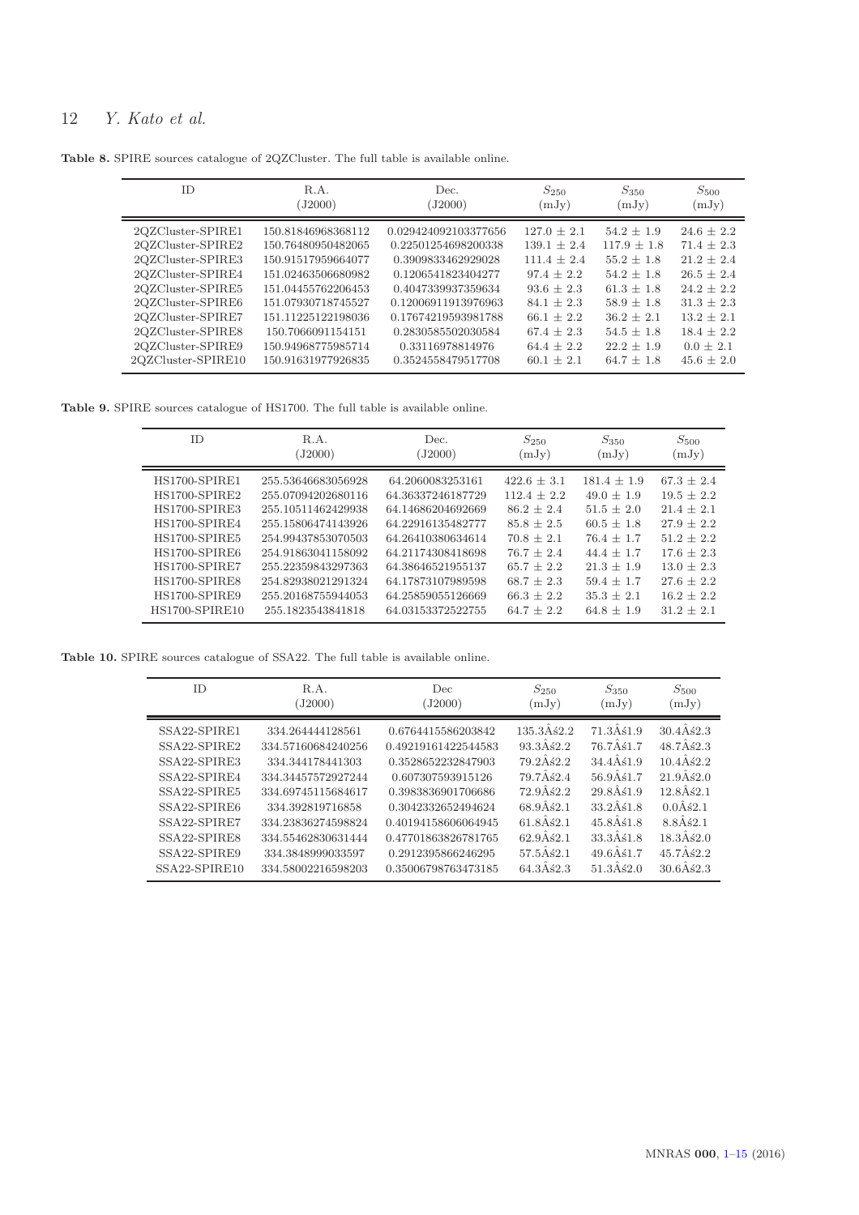**Table 8.** SPIRE sources catalogue of 2QZCluster. The full table is available online.

| ID | R.A. (J2000) | Dec. (J2000) | $S_{250}$ (mJy) | $S_{350}$ (mJy) | $S_{500}$ (mJy) |
|---|---|---|---|---|---|
| 2QZCluster-SPIRE1 | 150.81846968368112 | 0.029424092103377656 | 127.0 ± 2.1 | 54.2 ± 1.9 | 24.6 ± 2.2 |
| 2QZCluster-SPIRE2 | 150.76480950482065 | 0.22501254698200338 | 139.1 ± 2.4 | 117.9 ± 1.8 | 71.4 ± 2.3 |
| 2QZCluster-SPIRE3 | 150.91517959664077 | 0.3909833462929028 | 111.4 ± 2.4 | 55.2 ± 1.8 | 21.2 ± 2.4 |
| 2QZCluster-SPIRE4 | 151.02463506680982 | 0.1206541823404277 | 97.4 ± 2.2 | 54.2 ± 1.8 | 26.5 ± 2.4 |
| 2QZCluster-SPIRE5 | 151.04455762206453 | 0.4047339937359634 | 93.6 ± 2.3 | 61.3 ± 1.8 | 24.2 ± 2.2 |
| 2QZCluster-SPIRE6 | 151.07930718745527 | 0.12006911913976963 | 84.1 ± 2.3 | 58.9 ± 1.8 | 31.3 ± 2.3 |
| 2QZCluster-SPIRE7 | 151.11225122198036 | 0.17674219593981788 | 66.1 ± 2.2 | 36.2 ± 2.1 | 13.2 ± 2.1 |
| 2QZCluster-SPIRE8 | 150.7066091154151 | 0.2830585502030584 | 67.4 ± 2.3 | 54.5 ± 1.8 | 18.4 ± 2.2 |
| 2QZCluster-SPIRE9 | 150.94968775985714 | 0.33116978814976 | 64.4 ± 2.2 | 22.2 ± 1.9 | 0.0 ± 2.1 |
| 2QZCluster-SPIRE10 | 150.91631977926835 | 0.3524558479517708 | 60.1 ± 2.1 | 64.7 ± 1.8 | 45.6 ± 2.0 |

**Table 9.** SPIRE sources catalogue of HS1700. The full table is available online.

| ID | R.A. (J2000) | Dec. (J2000) | $S_{250}$ (mJy) | $S_{350}$ (mJy) | $S_{500}$ (mJy) |
|---|---|---|---|---|---|
| HS1700-SPIRE1 | 255.53646683056928 | 64.2060083253161 | 422.6 ± 3.1 | 181.4 ± 1.9 | 67.3 ± 2.4 |
| HS1700-SPIRE2 | 255.07094202680116 | 64.36337246187729 | 112.4 ± 2.2 | 49.0 ± 1.9 | 19.5 ± 2.2 |
| HS1700-SPIRE3 | 255.10511462429938 | 64.14686204692669 | 86.2 ± 2.4 | 51.5 ± 2.0 | 21.4 ± 2.1 |
| HS1700-SPIRE4 | 255.15806474143926 | 64.22916135482777 | 85.8 ± 2.5 | 60.5 ± 1.8 | 27.9 ± 2.2 |
| HS1700-SPIRE5 | 254.99437853070503 | 64.26410380634614 | 70.8 ± 2.1 | 76.4 ± 1.7 | 51.2 ± 2.2 |
| HS1700-SPIRE6 | 254.91863041158092 | 64.21174308418698 | 76.7 ± 2.4 | 44.4 ± 1.7 | 17.6 ± 2.3 |
| HS1700-SPIRE7 | 255.22359843297363 | 64.38646521955137 | 65.7 ± 2.2 | 21.3 ± 1.9 | 13.0 ± 2.3 |
| HS1700-SPIRE8 | 254.82938021291324 | 64.17873107989598 | 68.7 ± 2.3 | 59.4 ± 1.7 | 27.6 ± 2.2 |
| HS1700-SPIRE9 | 255.20168755944053 | 64.25859055126669 | 66.3 ± 2.2 | 35.3 ± 2.1 | 16.2 ± 2.2 |
| HS1700-SPIRE10 | 255.1823543841818 | 64.03153372522755 | 64.7 ± 2.2 | 64.8 ± 1.9 | 31.2 ± 2.1 |

**Table 10.** SPIRE sources catalogue of SSA22. The full table is available online.

| ID | R.A. (J2000) | Dec (J2000) | $S_{250}$ (mJy) | $S_{350}$ (mJy) | $S_{500}$ (mJy) |
|---|---|---|---|---|---|
| SSA22-SPIRE1 | 334.264444128561 | 0.6764415586203842 | 135.3Âś2.2 | 71.3Âś1.9 | 30.4Âś2.3 |
| SSA22-SPIRE2 | 334.57160684240256 | 0.49219161422544583 | 93.3Âś2.2 | 76.7Âś1.7 | 48.7Âś2.3 |
| SSA22-SPIRE3 | 334.344178441303 | 0.3528652232847903 | 79.2Âś2.2 | 34.4Âś1.9 | 10.4Âś2.2 |
| SSA22-SPIRE4 | 334.34457572927244 | 0.607307593915126 | 79.7Âś2.4 | 56.9Âś1.7 | 21.9Âś2.0 |
| SSA22-SPIRE5 | 334.69745115684617 | 0.3983836901706686 | 72.9Âś2.2 | 29.8Âś1.9 | 12.8Âś2.1 |
| SSA22-SPIRE6 | 334.392819716858 | 0.3042332652494624 | 68.9Âś2.1 | 33.2Âś1.8 | 0.0Âś2.1 |
| SSA22-SPIRE7 | 334.23836274598824 | 0.40194158606064945 | 61.8Âś2.1 | 45.8Âś1.8 | 8.8Âś2.1 |
| SSA22-SPIRE8 | 334.55462830631444 | 0.47701863826781765 | 62.9Âś2.1 | 33.3Âś1.8 | 18.3Âś2.0 |
| SSA22-SPIRE9 | 334.3848999033597 | 0.2912395866246295 | 57.5Âś2.1 | 49.6Âś1.7 | 45.7Âś2.2 |
| SSA22-SPIRE10 | 334.58002216598203 | 0.35006798763473185 | 64.3Âś2.3 | 51.3Âś2.0 | 30.6Âś2.3 |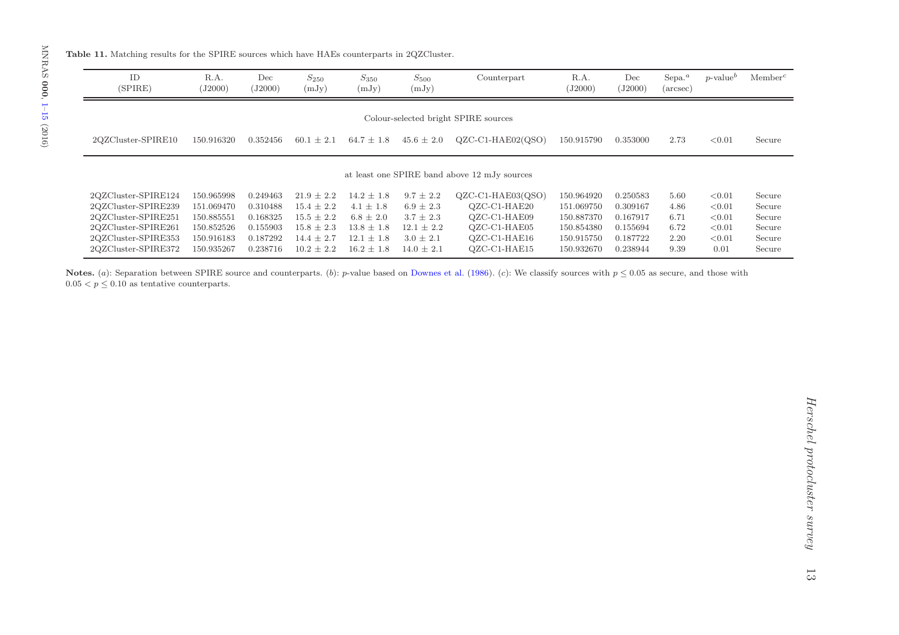**Table 11.** Matching results for the SPIRE sources which have HAEs counterparts in 2QZCluster.

| ID (SPIRE) | R.A. (J2000) | Dec (J2000) | $S_{250}$ (mJy) | $S_{350}$ (mJy) | $S_{500}$ (mJy) | Counterpart | R.A. (J2000) | Dec (J2000) | Sepa.[a] (arcsec) | $p$-value[b] | Member[c] |
|---|---|---|---|---|---|---|---|---|---|---|---|
| | | | | | | Colour-selected bright SPIRE sources | | | | | |
| 2QZCluster-SPIRE10 | 150.916320 | 0.352456 | $60.1 \pm 2.1$ | $64.7 \pm 1.8$ | $45.6 \pm 2.0$ | QZC-C1-HAE02(QSO) | 150.915790 | 0.353000 | 2.73 | <0.01 | Secure |
| | | | | | | at least one SPIRE band above 12 mJy sources | | | | | |
| 2QZCluster-SPIRE124 | 150.965998 | 0.249463 | $21.9 \pm 2.2$ | $14.2 \pm 1.8$ | $9.7 \pm 2.2$ | QZC-C1-HAE03(QSO) | 150.964920 | 0.250583 | 5.60 | <0.01 | Secure |
| 2QZCluster-SPIRE239 | 151.069470 | 0.310488 | $15.4 \pm 2.2$ | $4.1 \pm 1.8$ | $6.9 \pm 2.3$ | QZC-C1-HAE20 | 151.069750 | 0.309167 | 4.86 | <0.01 | Secure |
| 2QZCluster-SPIRE251 | 150.885551 | 0.168325 | $15.5 \pm 2.2$ | $6.8 \pm 2.0$ | $3.7 \pm 2.3$ | QZC-C1-HAE09 | 150.887370 | 0.167917 | 6.71 | <0.01 | Secure |
| 2QZCluster-SPIRE261 | 150.852526 | 0.155903 | $15.8 \pm 2.3$ | $13.8 \pm 1.8$ | $12.1 \pm 2.2$ | QZC-C1-HAE05 | 150.854380 | 0.155694 | 6.72 | <0.01 | Secure |
| 2QZCluster-SPIRE353 | 150.916183 | 0.187292 | $14.4 \pm 2.7$ | $12.1 \pm 1.8$ | $3.0 \pm 2.1$ | QZC-C1-HAE16 | 150.915750 | 0.187722 | 2.20 | <0.01 | Secure |
| 2QZCluster-SPIRE372 | 150.935267 | 0.238716 | $10.2 \pm 2.2$ | $16.2 \pm 1.8$ | $14.0 \pm 2.1$ | QZC-C1-HAE15 | 150.932670 | 0.238944 | 9.39 | 0.01 | Secure |

**Notes.** (*a*): Separation between SPIRE source and counterparts. (*b*): $p$-value based on Downes et al. (1986). (*c*): We classify sources with $p \leq 0.05$ as secure, and those with $0.05 < p \leq 0.10$ as tentative counterparts.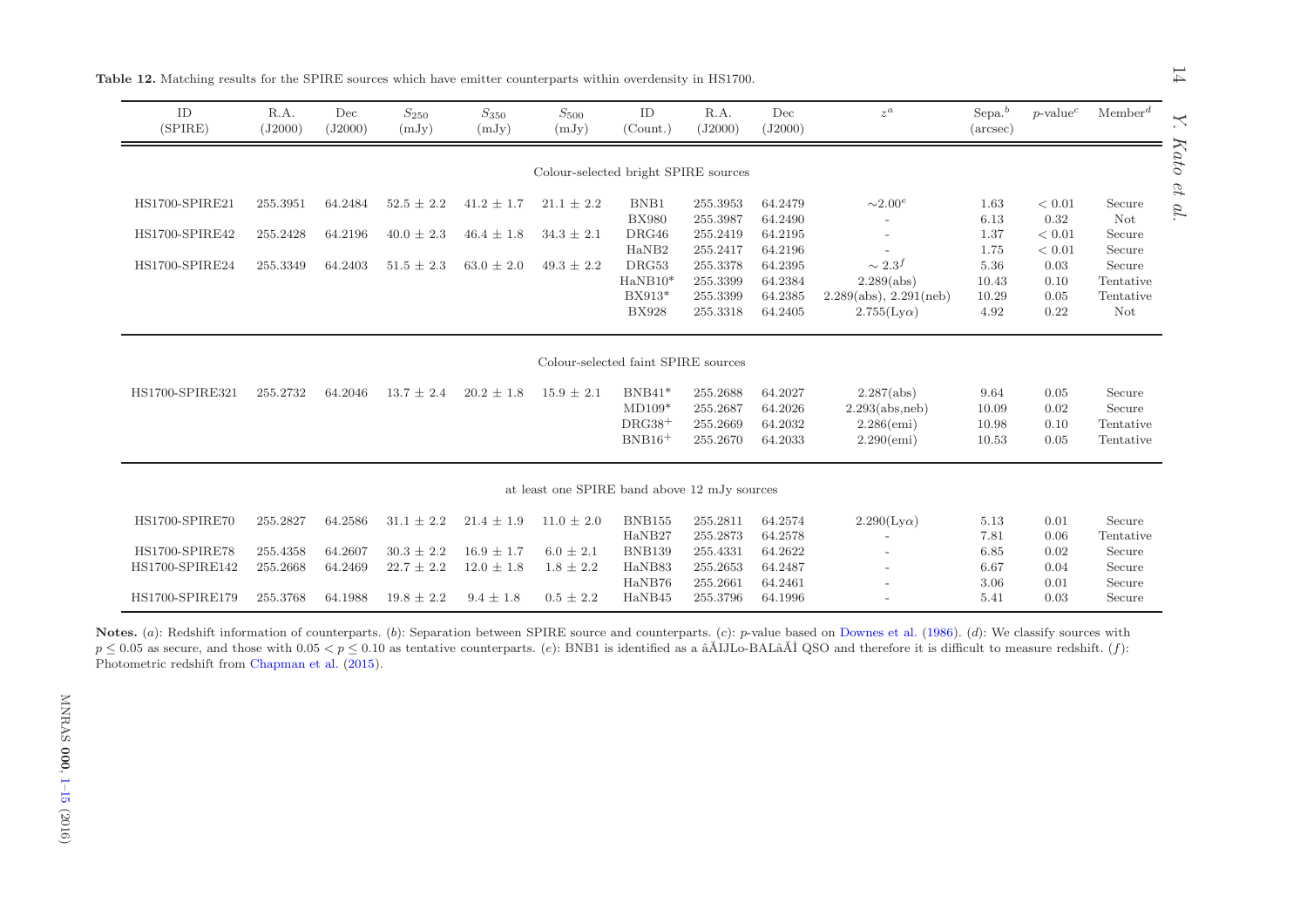**Table 12.** Matching results for the SPIRE sources which have emitter counterparts within overdensity in HS1700.

| ID (SPIRE) | R.A. (J2000) | Dec (J2000) | $S_{250}$ (mJy) | $S_{350}$ (mJy) | $S_{500}$ (mJy) | ID (Count.) | R.A. (J2000) | Dec (J2000) | $z^{a}$ | Sepa.$^{b}$ (arcsec) | $p$-value$^{c}$ | Member$^{d}$ |
|---|---|---|---|---|---|---|---|---|---|---|---|---|
| | | | | | | Colour-selected bright SPIRE sources | | | | | | |
| HS1700-SPIRE21 | 255.3951 | 64.2484 | $52.5 \pm 2.2$ | $41.2 \pm 1.7$ | $21.1 \pm 2.2$ | BNB1 | 255.3953 | 64.2479 | $\sim$2.00$^{e}$ | 1.63 | $< 0.01$ | Secure |
| | | | | | | BX980 | 255.3987 | 64.2490 | - | 6.13 | 0.32 | Not |
| HS1700-SPIRE42 | 255.2428 | 64.2196 | $40.0 \pm 2.3$ | $46.4 \pm 1.8$ | $34.3 \pm 2.1$ | DRG46 | 255.2419 | 64.2195 | - | 1.37 | $< 0.01$ | Secure |
| | | | | | | HaNB2 | 255.2417 | 64.2196 | - | 1.75 | $< 0.01$ | Secure |
| HS1700-SPIRE24 | 255.3349 | 64.2403 | $51.5 \pm 2.3$ | $63.0 \pm 2.0$ | $49.3 \pm 2.2$ | DRG53 | 255.3378 | 64.2395 | $\sim 2.3^{f}$ | 5.36 | 0.03 | Secure |
| | | | | | | HaNB10* | 255.3399 | 64.2384 | 2.289(abs) | 10.43 | 0.10 | Tentative |
| | | | | | | BX913* | 255.3399 | 64.2385 | 2.289(abs), 2.291(neb) | 10.29 | 0.05 | Tentative |
| | | | | | | BX928 | 255.3318 | 64.2405 | 2.755(Ly$\alpha$) | 4.92 | 0.22 | Not |
| | | | | | | Colour-selected faint SPIRE sources | | | | | | |
| HS1700-SPIRE321 | 255.2732 | 64.2046 | $13.7 \pm 2.4$ | $20.2 \pm 1.8$ | $15.9 \pm 2.1$ | BNB41* | 255.2688 | 64.2027 | 2.287(abs) | 9.64 | 0.05 | Secure |
| | | | | | | MD109* | 255.2687 | 64.2026 | 2.293(abs,neb) | 10.09 | 0.02 | Secure |
| | | | | | | DRG38$^{+}$ | 255.2669 | 64.2032 | 2.286(emi) | 10.98 | 0.10 | Tentative |
| | | | | | | BNB16$^{+}$ | 255.2670 | 64.2033 | 2.290(emi) | 10.53 | 0.05 | Tentative |
| | | | | | | at least one SPIRE band above 12 mJy sources | | | | | | |
| HS1700-SPIRE70 | 255.2827 | 64.2586 | $31.1 \pm 2.2$ | $21.4 \pm 1.9$ | $11.0 \pm 2.0$ | BNB155 | 255.2811 | 64.2574 | 2.290(Ly$\alpha$) | 5.13 | 0.01 | Secure |
| | | | | | | HaNB27 | 255.2873 | 64.2578 | - | 7.81 | 0.06 | Tentative |
| HS1700-SPIRE78 | 255.4358 | 64.2607 | $30.3 \pm 2.2$ | $16.9 \pm 1.7$ | $6.0 \pm 2.1$ | BNB139 | 255.4331 | 64.2622 | - | 6.85 | 0.02 | Secure |
| HS1700-SPIRE142 | 255.2668 | 64.2469 | $22.7 \pm 2.2$ | $12.0 \pm 1.8$ | $1.8 \pm 2.2$ | HaNB83 | 255.2653 | 64.2487 | - | 6.67 | 0.04 | Secure |
| | | | | | | HaNB76 | 255.2661 | 64.2461 | - | 3.06 | 0.01 | Secure |
| HS1700-SPIRE179 | 255.3768 | 64.1988 | $19.8 \pm 2.2$ | $9.4 \pm 1.8$ | $0.5 \pm 2.2$ | HaNB45 | 255.3796 | 64.1996 | - | 5.41 | 0.03 | Secure |

**Notes.** ($a$): Redshift information of counterparts. ($b$): Separation between SPIRE source and counterparts. ($c$): $p$-value based on Downes et al. (1986). ($d$): We classify sources with $p \leq 0.05$ as secure, and those with $0.05 < p \leq 0.10$ as tentative counterparts. ($e$): BNB1 is identified as a âĂIJLo-BALâĂİ QSO and therefore it is difficult to measure redshift. ($f$): Photometric redshift from Chapman et al. (2015).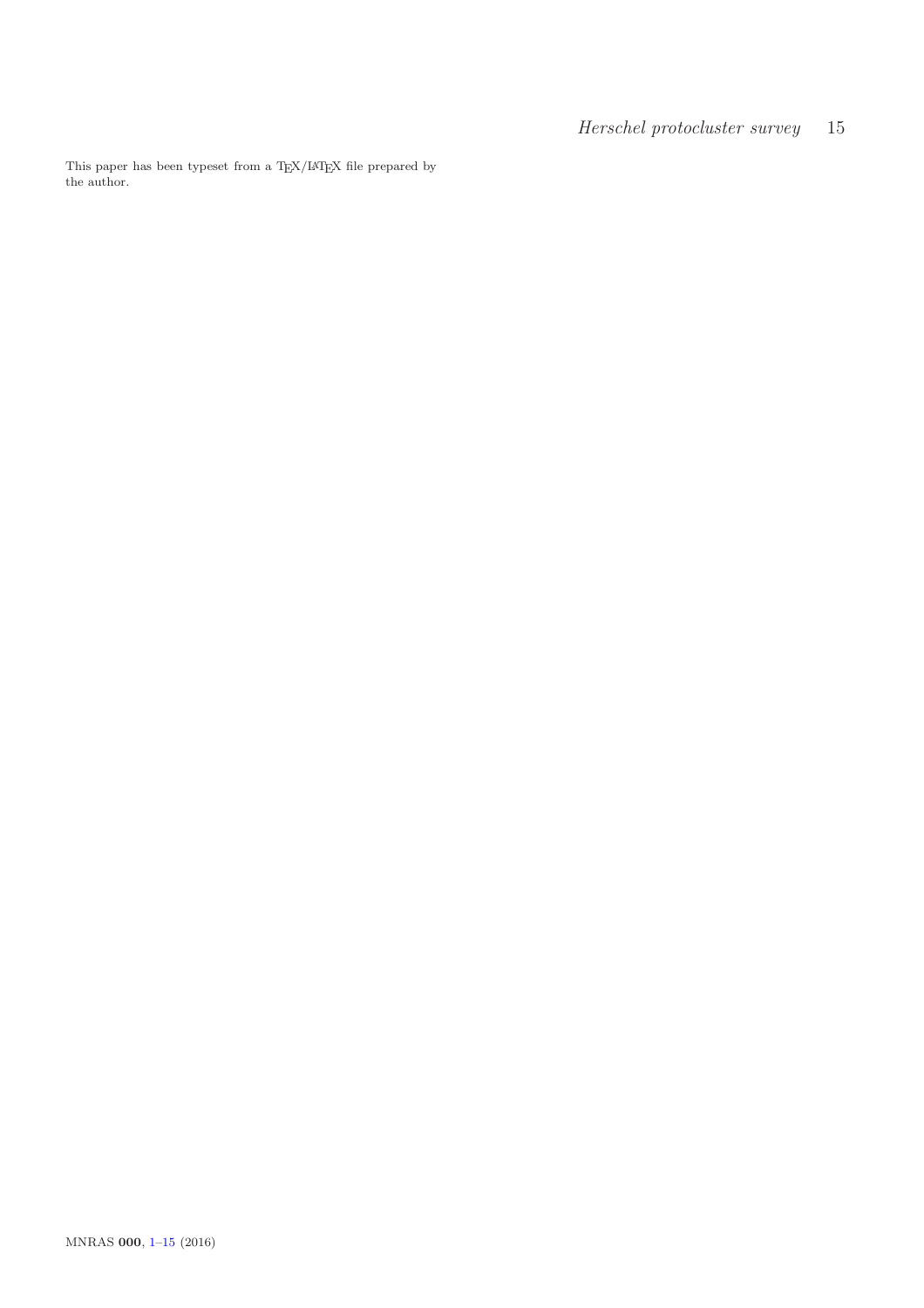This paper has been typeset from a TEX/LATEX file prepared by the author.